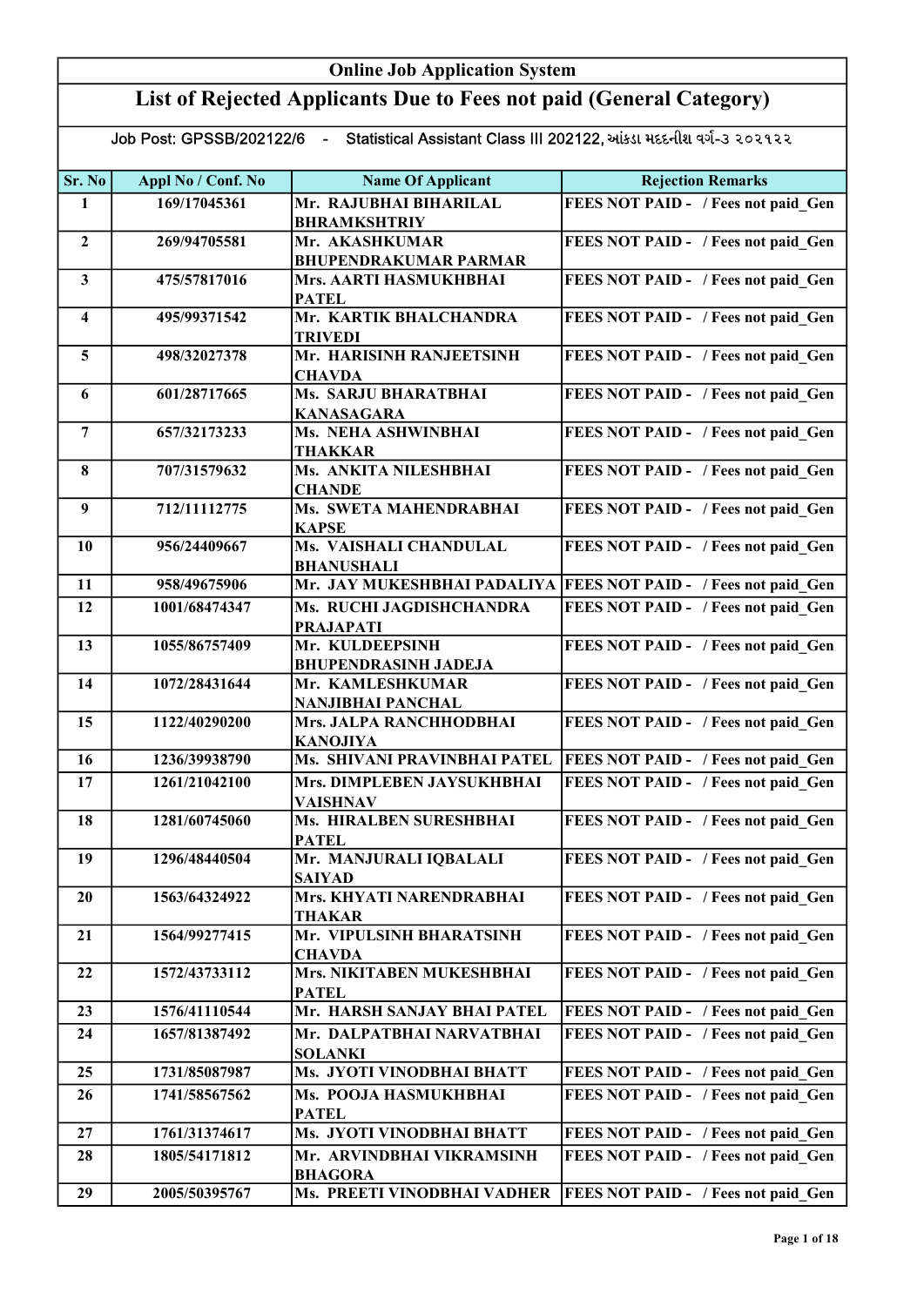# Online Job Application System

## List of Rejected Applicants Due to Fees not paid (General Category)

Job Post: GPSSB/202122/6 - Statistical Assistant Class III 202122, આંકડા મદદનીશ વર્ગ-૩ ૨૦૨૧૨૨

| Sr. No | Appl No / Conf. No | Name Of Applicant | Rejection Remarks |
|---|---|---|---|
| 1 | 169/17045361 | Mr. RAJUBHAI BIHARILAL BHRAMKSHTRIY | FEES NOT PAID - / Fees not paid_Gen |
| 2 | 269/94705581 | Mr. AKASHKUMAR BHUPENDRAKUMAR PARMAR | FEES NOT PAID - / Fees not paid_Gen |
| 3 | 475/57817016 | Mrs. AARTI HASMUKHBHAI PATEL | FEES NOT PAID - / Fees not paid_Gen |
| 4 | 495/99371542 | Mr. KARTIK BHALCHANDRA TRIVEDI | FEES NOT PAID - / Fees not paid_Gen |
| 5 | 498/32027378 | Mr. HARISINH RANJEETSINH CHAVDA | FEES NOT PAID - / Fees not paid_Gen |
| 6 | 601/28717665 | Ms. SARJU BHARATBHAI KANASAGARA | FEES NOT PAID - / Fees not paid_Gen |
| 7 | 657/32173233 | Ms. NEHA ASHWINBHAI THAKKAR | FEES NOT PAID - / Fees not paid_Gen |
| 8 | 707/31579632 | Ms. ANKITA NILESHBHAI CHANDE | FEES NOT PAID - / Fees not paid_Gen |
| 9 | 712/11112775 | Ms. SWETA MAHENDRABHAI KAPSE | FEES NOT PAID - / Fees not paid_Gen |
| 10 | 956/24409667 | Ms. VAISHALI CHANDULAL BHANUSHALI | FEES NOT PAID - / Fees not paid_Gen |
| 11 | 958/49675906 | Mr. JAY MUKESHBHAI PADALIYA | FEES NOT PAID - / Fees not paid_Gen |
| 12 | 1001/68474347 | Ms. RUCHI JAGDISHCHANDRA PRAJAPATI | FEES NOT PAID - / Fees not paid_Gen |
| 13 | 1055/86757409 | Mr. KULDEEPSINH BHUPENDRASINH JADEJA | FEES NOT PAID - / Fees not paid_Gen |
| 14 | 1072/28431644 | Mr. KAMLESHKUMAR NANJIBHAI PANCHAL | FEES NOT PAID - / Fees not paid_Gen |
| 15 | 1122/40290200 | Mrs. JALPA RANCHHODBHAI KANOJIYA | FEES NOT PAID - / Fees not paid_Gen |
| 16 | 1236/39938790 | Ms. SHIVANI PRAVINBHAI PATEL | FEES NOT PAID - / Fees not paid_Gen |
| 17 | 1261/21042100 | Mrs. DIMPLEBEN JAYSUKHBHAI VAISHNAV | FEES NOT PAID - / Fees not paid_Gen |
| 18 | 1281/60745060 | Ms. HIRALBEN SURESHBHAI PATEL | FEES NOT PAID - / Fees not paid_Gen |
| 19 | 1296/48440504 | Mr. MANJURALI IQBALALI SAIYAD | FEES NOT PAID - / Fees not paid_Gen |
| 20 | 1563/64324922 | Mrs. KHYATI NARENDRABHAI THAKAR | FEES NOT PAID - / Fees not paid_Gen |
| 21 | 1564/99277415 | Mr. VIPULSINH BHARATSINH CHAVDA | FEES NOT PAID - / Fees not paid_Gen |
| 22 | 1572/43733112 | Mrs. NIKITABEN MUKESHBHAI PATEL | FEES NOT PAID - / Fees not paid_Gen |
| 23 | 1576/41110544 | Mr. HARSH SANJAY BHAI PATEL | FEES NOT PAID - / Fees not paid_Gen |
| 24 | 1657/81387492 | Mr. DALPATBHAI NARVATBHAI SOLANKI | FEES NOT PAID - / Fees not paid_Gen |
| 25 | 1731/85087987 | Ms. JYOTI VINODBHAI BHATT | FEES NOT PAID - / Fees not paid_Gen |
| 26 | 1741/58567562 | Ms. POOJA HASMUKHBHAI PATEL | FEES NOT PAID - / Fees not paid_Gen |
| 27 | 1761/31374617 | Ms. JYOTI VINODBHAI BHATT | FEES NOT PAID - / Fees not paid_Gen |
| 28 | 1805/54171812 | Mr. ARVINDBHAI VIKRAMSINH BHAGORA | FEES NOT PAID - / Fees not paid_Gen |
| 29 | 2005/50395767 | Ms. PREETI VINODBHAI VADHER | FEES NOT PAID - / Fees not paid_Gen |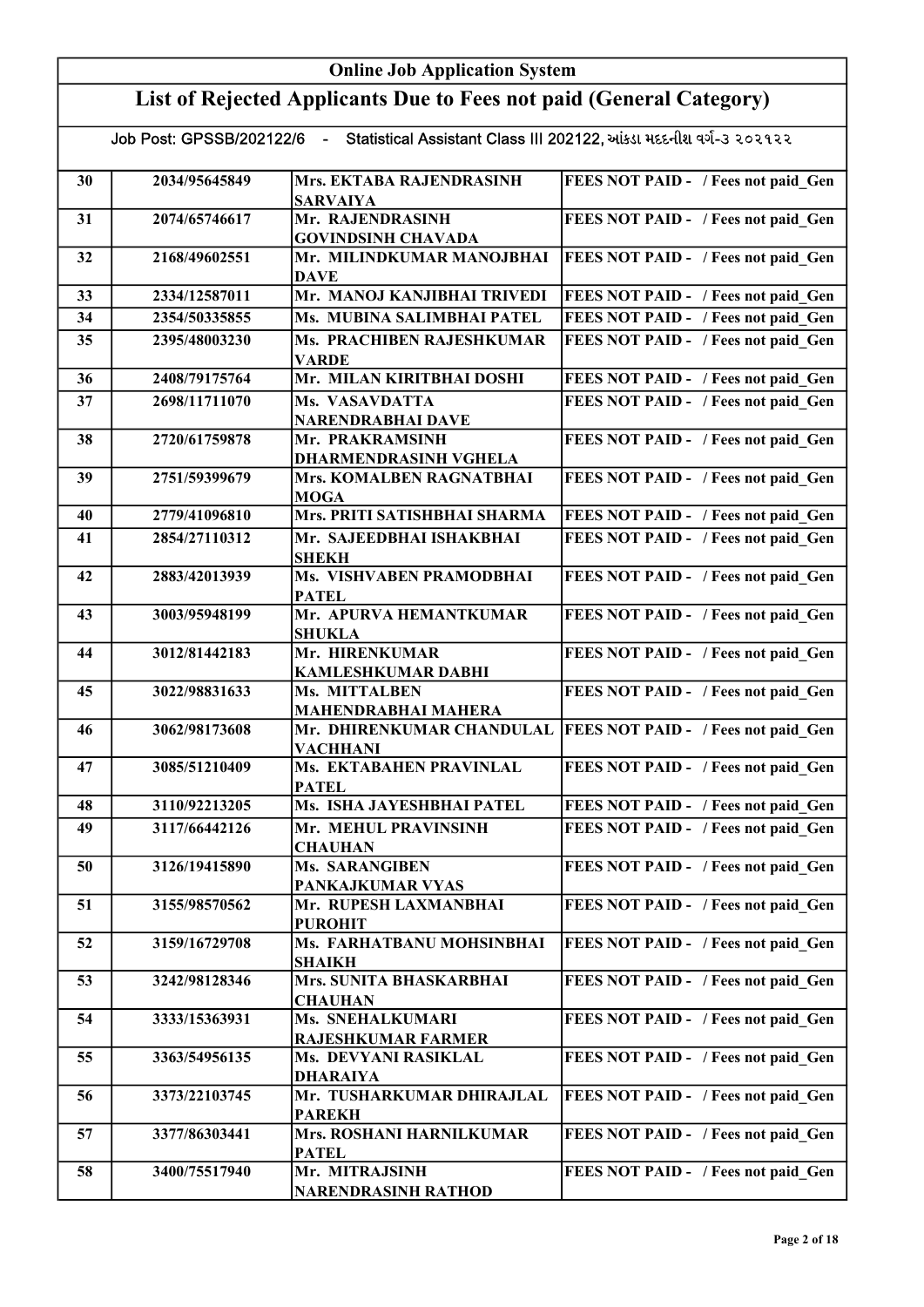## Online Job Application System

## List of Rejected Applicants Due to Fees not paid (General Category)

Job Post: GPSSB/202122/6 - Statistical Assistant Class III 202122, આંકડા મદદનીશ વર્ગ-૩ ૨૦૨૧૨૨

| | | | |
|---|---|---|---|
| 30 | 2034/95645849 | Mrs. EKTABA RAJENDRASINH SARVAIYA | FEES NOT PAID - / Fees not paid_Gen |
| 31 | 2074/65746617 | Mr. RAJENDRASINH GOVINDSINH CHAVADA | FEES NOT PAID - / Fees not paid_Gen |
| 32 | 2168/49602551 | Mr. MILINDKUMAR MANOJBHAI DAVE | FEES NOT PAID - / Fees not paid_Gen |
| 33 | 2334/12587011 | Mr. MANOJ KANJIBHAI TRIVEDI | FEES NOT PAID - / Fees not paid_Gen |
| 34 | 2354/50335855 | Ms. MUBINA SALIMBHAI PATEL | FEES NOT PAID - / Fees not paid_Gen |
| 35 | 2395/48003230 | Ms. PRACHIBEN RAJESHKUMAR VARDE | FEES NOT PAID - / Fees not paid_Gen |
| 36 | 2408/79175764 | Mr. MILAN KIRITBHAI DOSHI | FEES NOT PAID - / Fees not paid_Gen |
| 37 | 2698/11711070 | Ms. VASAVDATTA NARENDRABHAI DAVE | FEES NOT PAID - / Fees not paid_Gen |
| 38 | 2720/61759878 | Mr. PRAKRAMSINH DHARMENDRASINH VGHELA | FEES NOT PAID - / Fees not paid_Gen |
| 39 | 2751/59399679 | Mrs. KOMALBEN RAGNATBHAI MOGA | FEES NOT PAID - / Fees not paid_Gen |
| 40 | 2779/41096810 | Mrs. PRITI SATISHBHAI SHARMA | FEES NOT PAID - / Fees not paid_Gen |
| 41 | 2854/27110312 | Mr. SAJEEDBHAI ISHAKBHAI SHEKH | FEES NOT PAID - / Fees not paid_Gen |
| 42 | 2883/42013939 | Ms. VISHVABEN PRAMODBHAI PATEL | FEES NOT PAID - / Fees not paid_Gen |
| 43 | 3003/95948199 | Mr. APURVA HEMANTKUMAR SHUKLA | FEES NOT PAID - / Fees not paid_Gen |
| 44 | 3012/81442183 | Mr. HIRENKUMAR KAMLESHKUMAR DABHI | FEES NOT PAID - / Fees not paid_Gen |
| 45 | 3022/98831633 | Ms. MITTALBEN MAHENDRABHAI MAHERA | FEES NOT PAID - / Fees not paid_Gen |
| 46 | 3062/98173608 | Mr. DHIRENKUMAR CHANDULAL VACHHANI | FEES NOT PAID - / Fees not paid_Gen |
| 47 | 3085/51210409 | Ms. EKTABAHEN PRAVINLAL PATEL | FEES NOT PAID - / Fees not paid_Gen |
| 48 | 3110/92213205 | Ms. ISHA JAYESHBHAI PATEL | FEES NOT PAID - / Fees not paid_Gen |
| 49 | 3117/66442126 | Mr. MEHUL PRAVINSINH CHAUHAN | FEES NOT PAID - / Fees not paid_Gen |
| 50 | 3126/19415890 | Ms. SARANGIBEN PANKAJKUMAR VYAS | FEES NOT PAID - / Fees not paid_Gen |
| 51 | 3155/98570562 | Mr. RUPESH LAXMANBHAI PUROHIT | FEES NOT PAID - / Fees not paid_Gen |
| 52 | 3159/16729708 | Ms. FARHATBANU MOHSINBHAI SHAIKH | FEES NOT PAID - / Fees not paid_Gen |
| 53 | 3242/98128346 | Mrs. SUNITA BHASKARBHAI CHAUHAN | FEES NOT PAID - / Fees not paid_Gen |
| 54 | 3333/15363931 | Ms. SNEHALKUMARI RAJESHKUMAR FARMER | FEES NOT PAID - / Fees not paid_Gen |
| 55 | 3363/54956135 | Ms. DEVYANI RASIKLAL DHARAIYA | FEES NOT PAID - / Fees not paid_Gen |
| 56 | 3373/22103745 | Mr. TUSHARKUMAR DHIRAJLAL PAREKH | FEES NOT PAID - / Fees not paid_Gen |
| 57 | 3377/86303441 | Mrs. ROSHANI HARNILKUMAR PATEL | FEES NOT PAID - / Fees not paid_Gen |
| 58 | 3400/75517940 | Mr. MITRAJSINH NARENDRASINH RATHOD | FEES NOT PAID - / Fees not paid_Gen |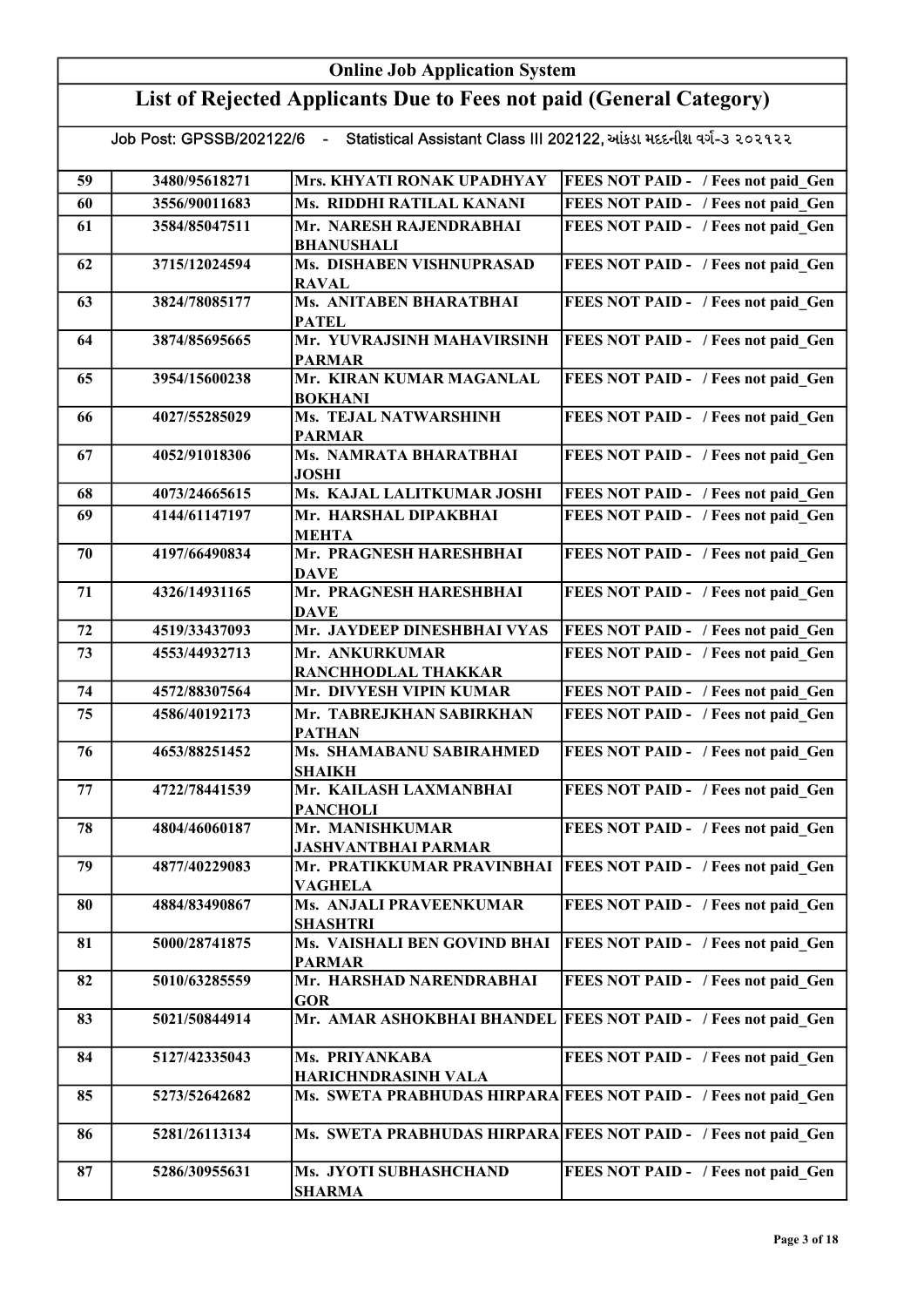| Online Job Application System | | | |
|---|---|---|---|
| **List of Rejected Applicants Due to Fees not paid (General Category)** | | | |
| Job Post: GPSSB/202122/6 - Statistical Assistant Class III 202122, આંકડા મદદનીશ વર્ગ-૩ ૨૦૨૧૨૨ | | | |
| 59 | 3480/95618271 | Mrs. KHYATI RONAK UPADHYAY | FEES NOT PAID - / Fees not paid_Gen |
| 60 | 3556/90011683 | Ms. RIDDHI RATILAL KANANI | FEES NOT PAID - / Fees not paid_Gen |
| 61 | 3584/85047511 | Mr. NARESH RAJENDRABHAI BHANUSHALI | FEES NOT PAID - / Fees not paid_Gen |
| 62 | 3715/12024594 | Ms. DISHABEN VISHNUPRASAD RAVAL | FEES NOT PAID - / Fees not paid_Gen |
| 63 | 3824/78085177 | Ms. ANITABEN BHARATBHAI PATEL | FEES NOT PAID - / Fees not paid_Gen |
| 64 | 3874/85695665 | Mr. YUVRAJSINH MAHAVIRSINH PARMAR | FEES NOT PAID - / Fees not paid_Gen |
| 65 | 3954/15600238 | Mr. KIRAN KUMAR MAGANLAL BOKHANI | FEES NOT PAID - / Fees not paid_Gen |
| 66 | 4027/55285029 | Ms. TEJAL NATWARSHINH PARMAR | FEES NOT PAID - / Fees not paid_Gen |
| 67 | 4052/91018306 | Ms. NAMRATA BHARATBHAI JOSHI | FEES NOT PAID - / Fees not paid_Gen |
| 68 | 4073/24665615 | Ms. KAJAL LALITKUMAR JOSHI | FEES NOT PAID - / Fees not paid_Gen |
| 69 | 4144/61147197 | Mr. HARSHAL DIPAKBHAI MEHTA | FEES NOT PAID - / Fees not paid_Gen |
| 70 | 4197/66490834 | Mr. PRAGNESH HARESHBHAI DAVE | FEES NOT PAID - / Fees not paid_Gen |
| 71 | 4326/14931165 | Mr. PRAGNESH HARESHBHAI DAVE | FEES NOT PAID - / Fees not paid_Gen |
| 72 | 4519/33437093 | Mr. JAYDEEP DINESHBHAI VYAS | FEES NOT PAID - / Fees not paid_Gen |
| 73 | 4553/44932713 | Mr. ANKURKUMAR RANCHHODLAL THAKKAR | FEES NOT PAID - / Fees not paid_Gen |
| 74 | 4572/88307564 | Mr. DIVYESH VIPIN KUMAR | FEES NOT PAID - / Fees not paid_Gen |
| 75 | 4586/40192173 | Mr. TABREJKHAN SABIRKHAN PATHAN | FEES NOT PAID - / Fees not paid_Gen |
| 76 | 4653/88251452 | Ms. SHAMABANU SABIRAHMED SHAIKH | FEES NOT PAID - / Fees not paid_Gen |
| 77 | 4722/78441539 | Mr. KAILASH LAXMANBHAI PANCHOLI | FEES NOT PAID - / Fees not paid_Gen |
| 78 | 4804/46060187 | Mr. MANISHKUMAR JASHVANTBHAI PARMAR | FEES NOT PAID - / Fees not paid_Gen |
| 79 | 4877/40229083 | Mr. PRATIKKUMAR PRAVINBHAI VAGHELA | FEES NOT PAID - / Fees not paid_Gen |
| 80 | 4884/83490867 | Ms. ANJALI PRAVEENKUMAR SHASHTRI | FEES NOT PAID - / Fees not paid_Gen |
| 81 | 5000/28741875 | Ms. VAISHALI BEN GOVIND BHAI PARMAR | FEES NOT PAID - / Fees not paid_Gen |
| 82 | 5010/63285559 | Mr. HARSHAD NARENDRABHAI GOR | FEES NOT PAID - / Fees not paid_Gen |
| 83 | 5021/50844914 | Mr. AMAR ASHOKBHAI BHANDEL | FEES NOT PAID - / Fees not paid_Gen |
| 84 | 5127/42335043 | Ms. PRIYANKABA HARICHNDRASINH VALA | FEES NOT PAID - / Fees not paid_Gen |
| 85 | 5273/52642682 | Ms. SWETA PRABHUDAS HIRPARA | FEES NOT PAID - / Fees not paid_Gen |
| 86 | 5281/26113134 | Ms. SWETA PRABHUDAS HIRPARA | FEES NOT PAID - / Fees not paid_Gen |
| 87 | 5286/30955631 | Ms. JYOTI SUBHASHCHAND SHARMA | FEES NOT PAID - / Fees not paid_Gen |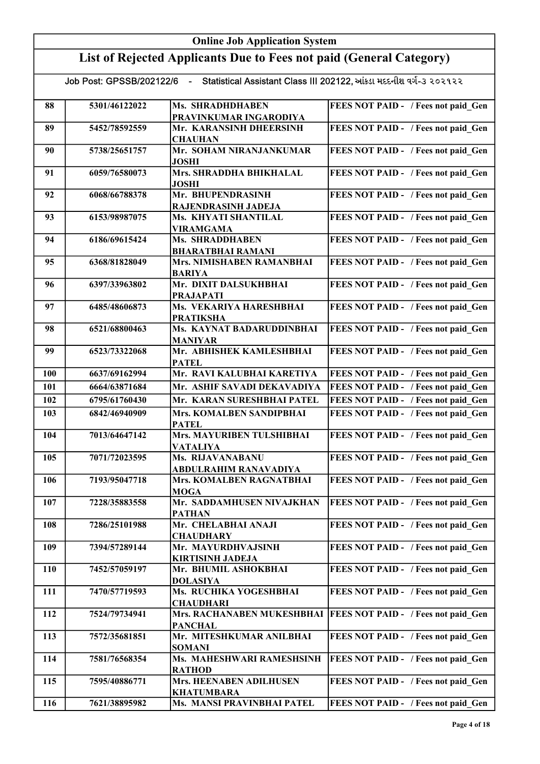# Online Job Application System

## List of Rejected Applicants Due to Fees not paid (General Category)

Job Post: GPSSB/202122/6 - Statistical Assistant Class III 202122, આંકડા મદદનીશ વર્ગ-૩ ૨૦૨૧૨૨

| | | | |
|---|---|---|---|
| 88 | 5301/46122022 | Ms. SHRADHDHABEN PRAVINKUMAR INGARODIYA | FEES NOT PAID - / Fees not paid_Gen |
| 89 | 5452/78592559 | Mr. KARANSINH DHEERSINH CHAUHAN | FEES NOT PAID - / Fees not paid_Gen |
| 90 | 5738/25651757 | Mr. SOHAM NIRANJANKUMAR JOSHI | FEES NOT PAID - / Fees not paid_Gen |
| 91 | 6059/76580073 | Mrs. SHRADDHA BHIKHALAL JOSHI | FEES NOT PAID - / Fees not paid_Gen |
| 92 | 6068/66788378 | Mr. BHUPENDRASINH RAJENDRASINH JADEJA | FEES NOT PAID - / Fees not paid_Gen |
| 93 | 6153/98987075 | Ms. KHYATI SHANTILAL VIRAMGAMA | FEES NOT PAID - / Fees not paid_Gen |
| 94 | 6186/69615424 | Ms. SHRADDHABEN BHARATBHAI RAMANI | FEES NOT PAID - / Fees not paid_Gen |
| 95 | 6368/81828049 | Mrs. NIMISHABEN RAMANBHAI BARIYA | FEES NOT PAID - / Fees not paid_Gen |
| 96 | 6397/33963802 | Mr. DIXIT DALSUKHBHAI PRAJAPATI | FEES NOT PAID - / Fees not paid_Gen |
| 97 | 6485/48606873 | Ms. VEKARIYA HARESHBHAI PRATIKSHA | FEES NOT PAID - / Fees not paid_Gen |
| 98 | 6521/68800463 | Ms. KAYNAT BADARUDDINBHAI MANIYAR | FEES NOT PAID - / Fees not paid_Gen |
| 99 | 6523/73322068 | Mr. ABHISHEK KAMLESHBHAI PATEL | FEES NOT PAID - / Fees not paid_Gen |
| 100 | 6637/69162994 | Mr. RAVI KALUBHAI KARETIYA | FEES NOT PAID - / Fees not paid_Gen |
| 101 | 6664/63871684 | Mr. ASHIF SAVADI DEKAVADIYA | FEES NOT PAID - / Fees not paid_Gen |
| 102 | 6795/61760430 | Mr. KARAN SURESHBHAI PATEL | FEES NOT PAID - / Fees not paid_Gen |
| 103 | 6842/46940909 | Mrs. KOMALBEN SANDIPBHAI PATEL | FEES NOT PAID - / Fees not paid_Gen |
| 104 | 7013/64647142 | Mrs. MAYURIBEN TULSHIBHAI VATALIYA | FEES NOT PAID - / Fees not paid_Gen |
| 105 | 7071/72023595 | Ms. RIJAVANABANU ABDULRAHIM RANAVADIYA | FEES NOT PAID - / Fees not paid_Gen |
| 106 | 7193/95047718 | Mrs. KOMALBEN RAGNATBHAI MOGA | FEES NOT PAID - / Fees not paid_Gen |
| 107 | 7228/35883558 | Mr. SADDAMHUSEN NIVAJKHAN PATHAN | FEES NOT PAID - / Fees not paid_Gen |
| 108 | 7286/25101988 | Mr. CHELABHAI ANAJI CHAUDHARY | FEES NOT PAID - / Fees not paid_Gen |
| 109 | 7394/57289144 | Mr. MAYURDHVAJSINH KIRTISINH JADEJA | FEES NOT PAID - / Fees not paid_Gen |
| 110 | 7452/57059197 | Mr. BHUMIL ASHOKBHAI DOLASIYA | FEES NOT PAID - / Fees not paid_Gen |
| 111 | 7470/57719593 | Ms. RUCHIKA YOGESHBHAI CHAUDHARI | FEES NOT PAID - / Fees not paid_Gen |
| 112 | 7524/79734941 | Mrs. RACHANABEN MUKESHBHAI PANCHAL | FEES NOT PAID - / Fees not paid_Gen |
| 113 | 7572/35681851 | Mr. MITESHKUMAR ANILBHAI SOMANI | FEES NOT PAID - / Fees not paid_Gen |
| 114 | 7581/76568354 | Ms. MAHESHWARI RAMESHSINH RATHOD | FEES NOT PAID - / Fees not paid_Gen |
| 115 | 7595/40886771 | Mrs. HEENABEN ADILHUSEN KHATUMBARA | FEES NOT PAID - / Fees not paid_Gen |
| 116 | 7621/38895982 | Ms. MANSI PRAVINBHAI PATEL | FEES NOT PAID - / Fees not paid_Gen |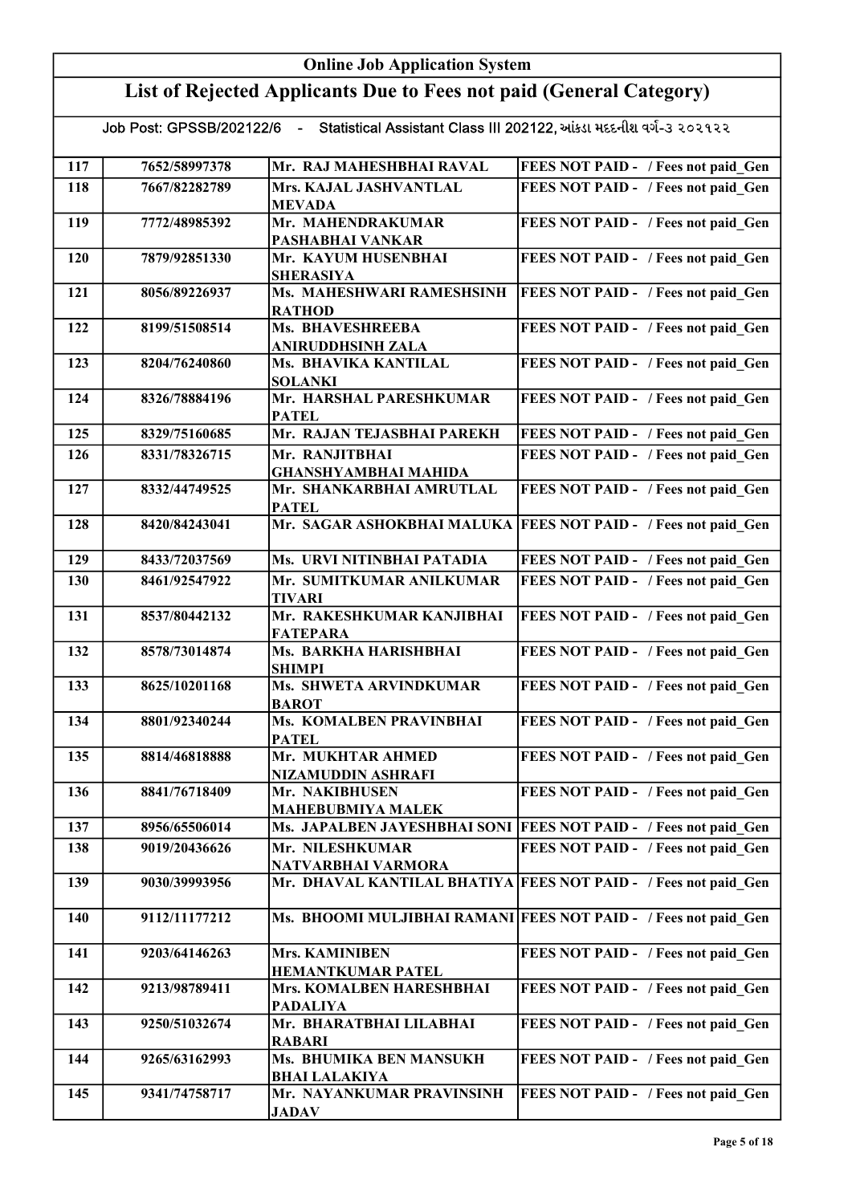# Online Job Application System

## List of Rejected Applicants Due to Fees not paid (General Category)

Job Post: GPSSB/202122/6 - Statistical Assistant Class III 202122, આંકડા મદદનીશ વર્ગ-૩ ૨૦૨૧૨૨

| | | | |
|---|---|---|---|
| 117 | 7652/58997378 | Mr. RAJ MAHESHBHAI RAVAL | FEES NOT PAID - / Fees not paid_Gen |
| 118 | 7667/82282789 | Mrs. KAJAL JASHVANTLAL MEVADA | FEES NOT PAID - / Fees not paid_Gen |
| 119 | 7772/48985392 | Mr. MAHENDRAKUMAR PASHABHAI VANKAR | FEES NOT PAID - / Fees not paid_Gen |
| 120 | 7879/92851330 | Mr. KAYUM HUSENBHAI SHERASIYA | FEES NOT PAID - / Fees not paid_Gen |
| 121 | 8056/89226937 | Ms. MAHESHWARI RAMESHSINH RATHOD | FEES NOT PAID - / Fees not paid_Gen |
| 122 | 8199/51508514 | Ms. BHAVESHREEBA ANIRUDDHSINH ZALA | FEES NOT PAID - / Fees not paid_Gen |
| 123 | 8204/76240860 | Ms. BHAVIKA KANTILAL SOLANKI | FEES NOT PAID - / Fees not paid_Gen |
| 124 | 8326/78884196 | Mr. HARSHAL PARESHKUMAR PATEL | FEES NOT PAID - / Fees not paid_Gen |
| 125 | 8329/75160685 | Mr. RAJAN TEJASBHAI PAREKH | FEES NOT PAID - / Fees not paid_Gen |
| 126 | 8331/78326715 | Mr. RANJITBHAI GHANSHYAMBHAI MAHIDA | FEES NOT PAID - / Fees not paid_Gen |
| 127 | 8332/44749525 | Mr. SHANKARBHAI AMRUTLAL PATEL | FEES NOT PAID - / Fees not paid_Gen |
| 128 | 8420/84243041 | Mr. SAGAR ASHOKBHAI MALUKA | FEES NOT PAID - / Fees not paid_Gen |
| 129 | 8433/72037569 | Ms. URVI NITINBHAI PATADIA | FEES NOT PAID - / Fees not paid_Gen |
| 130 | 8461/92547922 | Mr. SUMITKUMAR ANILKUMAR TIVARI | FEES NOT PAID - / Fees not paid_Gen |
| 131 | 8537/80442132 | Mr. RAKESHKUMAR KANJIBHAI FATEPARA | FEES NOT PAID - / Fees not paid_Gen |
| 132 | 8578/73014874 | Ms. BARKHA HARISHBHAI SHIMPI | FEES NOT PAID - / Fees not paid_Gen |
| 133 | 8625/10201168 | Ms. SHWETA ARVINDKUMAR BAROT | FEES NOT PAID - / Fees not paid_Gen |
| 134 | 8801/92340244 | Ms. KOMALBEN PRAVINBHAI PATEL | FEES NOT PAID - / Fees not paid_Gen |
| 135 | 8814/46818888 | Mr. MUKHTAR AHMED NIZAMUDDIN ASHRAFI | FEES NOT PAID - / Fees not paid_Gen |
| 136 | 8841/76718409 | Mr. NAKIBHUSEN MAHEBUBMIYA MALEK | FEES NOT PAID - / Fees not paid_Gen |
| 137 | 8956/65506014 | Ms. JAPALBEN JAYESHBHAI SONI | FEES NOT PAID - / Fees not paid_Gen |
| 138 | 9019/20436626 | Mr. NILESHKUMAR NATVARBHAI VARMORA | FEES NOT PAID - / Fees not paid_Gen |
| 139 | 9030/39993956 | Mr. DHAVAL KANTILAL BHATIYA | FEES NOT PAID - / Fees not paid_Gen |
| 140 | 9112/11177212 | Ms. BHOOMI MULJIBHAI RAMANI | FEES NOT PAID - / Fees not paid_Gen |
| 141 | 9203/64146263 | Mrs. KAMINIBEN HEMANTKUMAR PATEL | FEES NOT PAID - / Fees not paid_Gen |
| 142 | 9213/98789411 | Mrs. KOMALBEN HARESHBHAI PADALIYA | FEES NOT PAID - / Fees not paid_Gen |
| 143 | 9250/51032674 | Mr. BHARATBHAI LILABHAI RABARI | FEES NOT PAID - / Fees not paid_Gen |
| 144 | 9265/63162993 | Ms. BHUMIKA BEN MANSUKH BHAI LALAKIYA | FEES NOT PAID - / Fees not paid_Gen |
| 145 | 9341/74758717 | Mr. NAYANKUMAR PRAVINSINH JADAV | FEES NOT PAID - / Fees not paid_Gen |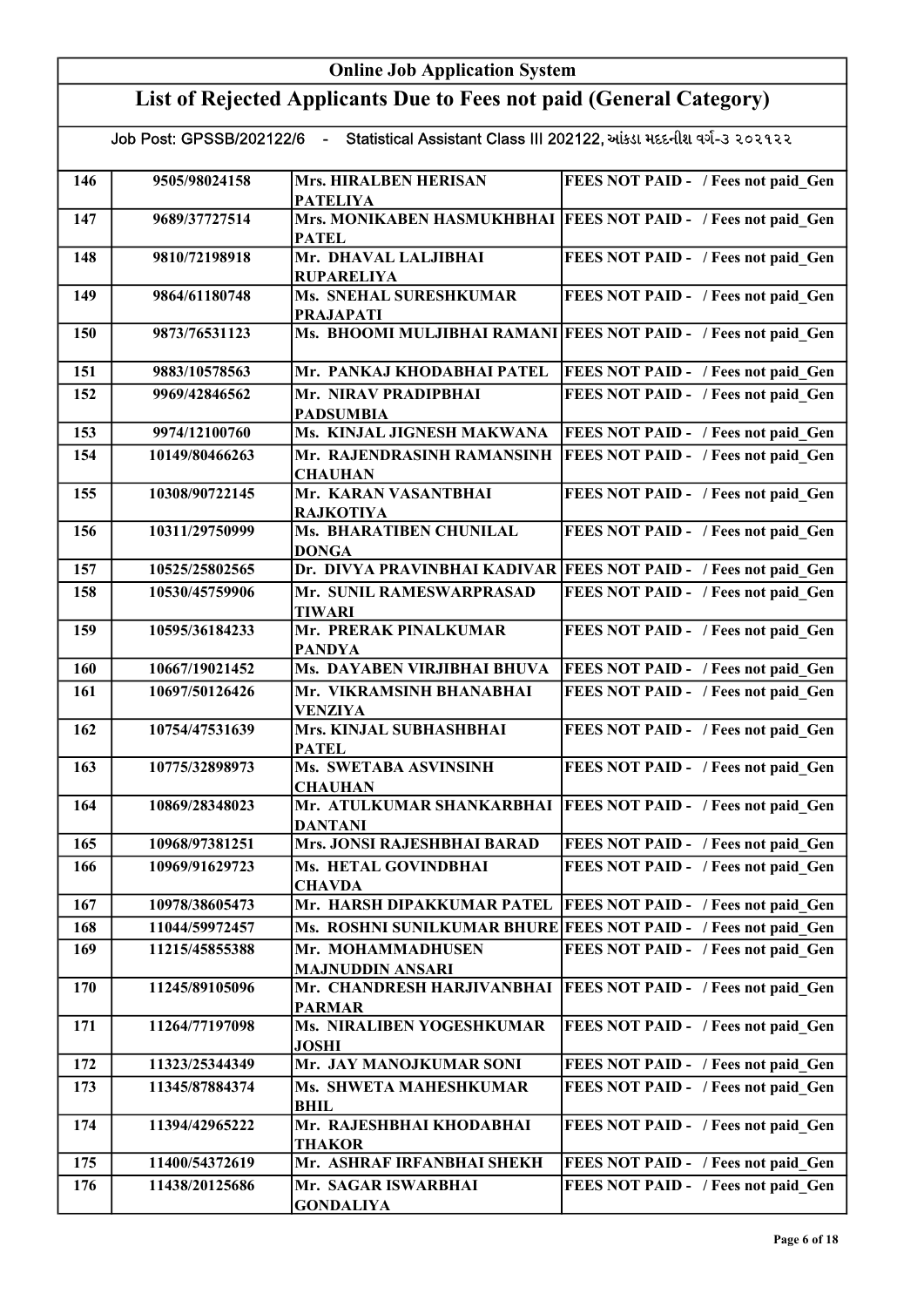| Online Job Application System | | | |
|---|---|---|---|
| **List of Rejected Applicants Due to Fees not paid (General Category)** | | | |
| Job Post: GPSSB/202122/6 - Statistical Assistant Class III 202122, આંકડા મદદનીશ વર્ગ-૩ ૨૦૨૧૨૨ | | | |
| 146 | 9505/98024158 | Mrs. HIRALBEN HERISAN PATELIYA | FEES NOT PAID - / Fees not paid_Gen |
| 147 | 9689/37727514 | Mrs. MONIKABEN HASMUKHBHAI PATEL | FEES NOT PAID - / Fees not paid_Gen |
| 148 | 9810/72198918 | Mr. DHAVAL LALJIBHAI RUPARELIYA | FEES NOT PAID - / Fees not paid_Gen |
| 149 | 9864/61180748 | Ms. SNEHAL SURESHKUMAR PRAJAPATI | FEES NOT PAID - / Fees not paid_Gen |
| 150 | 9873/76531123 | Ms. BHOOMI MULJIBHAI RAMANI | FEES NOT PAID - / Fees not paid_Gen |
| 151 | 9883/10578563 | Mr. PANKAJ KHODABHAI PATEL | FEES NOT PAID - / Fees not paid_Gen |
| 152 | 9969/42846562 | Mr. NIRAV PRADIPBHAI PADSUMBIA | FEES NOT PAID - / Fees not paid_Gen |
| 153 | 9974/12100760 | Ms. KINJAL JIGNESH MAKWANA | FEES NOT PAID - / Fees not paid_Gen |
| 154 | 10149/80466263 | Mr. RAJENDRASINH RAMANSINH CHAUHAN | FEES NOT PAID - / Fees not paid_Gen |
| 155 | 10308/90722145 | Mr. KARAN VASANTBHAI RAJKOTIYA | FEES NOT PAID - / Fees not paid_Gen |
| 156 | 10311/29750999 | Ms. BHARATIBEN CHUNILAL DONGA | FEES NOT PAID - / Fees not paid_Gen |
| 157 | 10525/25802565 | Dr. DIVYA PRAVINBHAI KADIVAR | FEES NOT PAID - / Fees not paid_Gen |
| 158 | 10530/45759906 | Mr. SUNIL RAMESWARPRASAD TIWARI | FEES NOT PAID - / Fees not paid_Gen |
| 159 | 10595/36184233 | Mr. PRERAK PINALKUMAR PANDYA | FEES NOT PAID - / Fees not paid_Gen |
| 160 | 10667/19021452 | Ms. DAYABEN VIRJIBHAI BHUVA | FEES NOT PAID - / Fees not paid_Gen |
| 161 | 10697/50126426 | Mr. VIKRAMSINH BHANABHAI VENZIYA | FEES NOT PAID - / Fees not paid_Gen |
| 162 | 10754/47531639 | Mrs. KINJAL SUBHASHBHAI PATEL | FEES NOT PAID - / Fees not paid_Gen |
| 163 | 10775/32898973 | Ms. SWETABA ASVINSINH CHAUHAN | FEES NOT PAID - / Fees not paid_Gen |
| 164 | 10869/28348023 | Mr. ATULKUMAR SHANKARBHAI DANTANI | FEES NOT PAID - / Fees not paid_Gen |
| 165 | 10968/97381251 | Mrs. JONSI RAJESHBHAI BARAD | FEES NOT PAID - / Fees not paid_Gen |
| 166 | 10969/91629723 | Ms. HETAL GOVINDBHAI CHAVDA | FEES NOT PAID - / Fees not paid_Gen |
| 167 | 10978/38605473 | Mr. HARSH DIPAKKUMAR PATEL | FEES NOT PAID - / Fees not paid_Gen |
| 168 | 11044/59972457 | Ms. ROSHNI SUNILKUMAR BHURE | FEES NOT PAID - / Fees not paid_Gen |
| 169 | 11215/45855388 | Mr. MOHAMMADHUSEN MAJNUDDIN ANSARI | FEES NOT PAID - / Fees not paid_Gen |
| 170 | 11245/89105096 | Mr. CHANDRESH HARJIVANBHAI PARMAR | FEES NOT PAID - / Fees not paid_Gen |
| 171 | 11264/77197098 | Ms. NIRALIBEN YOGESHKUMAR JOSHI | FEES NOT PAID - / Fees not paid_Gen |
| 172 | 11323/25344349 | Mr. JAY MANOJKUMAR SONI | FEES NOT PAID - / Fees not paid_Gen |
| 173 | 11345/87884374 | Ms. SHWETA MAHESHKUMAR BHIL | FEES NOT PAID - / Fees not paid_Gen |
| 174 | 11394/42965222 | Mr. RAJESHBHAI KHODABHAI THAKOR | FEES NOT PAID - / Fees not paid_Gen |
| 175 | 11400/54372619 | Mr. ASHRAF IRFANBHAI SHEKH | FEES NOT PAID - / Fees not paid_Gen |
| 176 | 11438/20125686 | Mr. SAGAR ISWARBHAI GONDALIYA | FEES NOT PAID - / Fees not paid_Gen |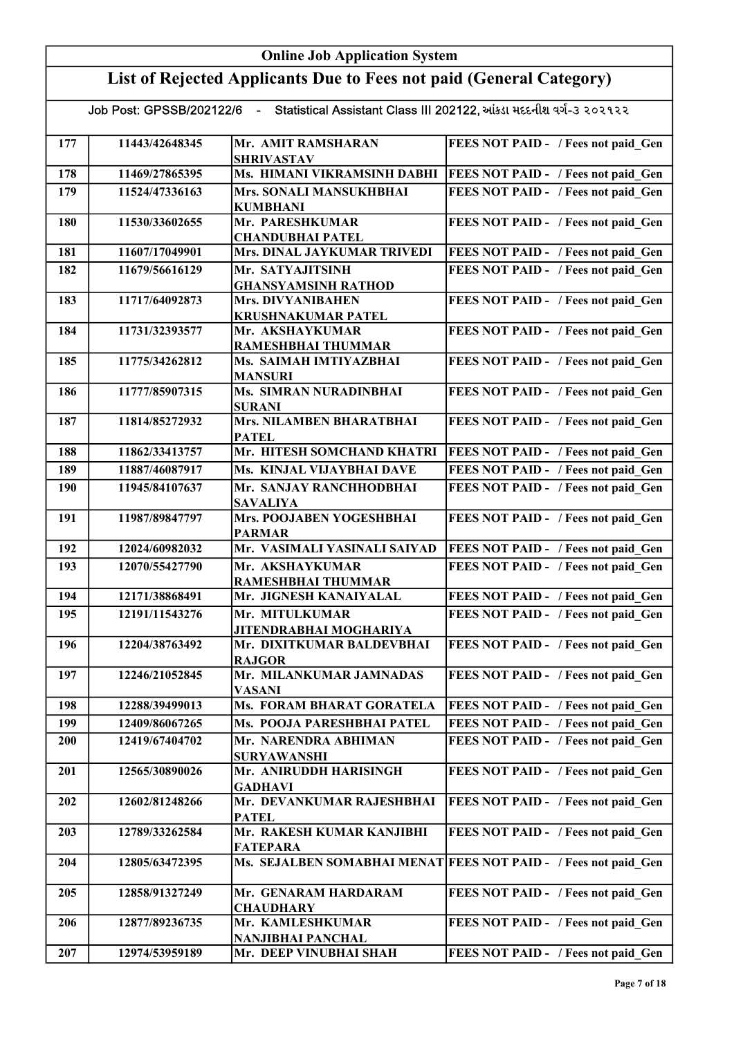# Online Job Application System

## List of Rejected Applicants Due to Fees not paid (General Category)

Job Post: GPSSB/202122/6 - Statistical Assistant Class III 202122, આંકડા મદદનીશ વર્ગ-૩ ૨૦૨૧૨૨

| | | | |
|---|---|---|---|
| 177 | 11443/42648345 | Mr. AMIT RAMSHARAN SHRIVASTAV | FEES NOT PAID - / Fees not paid_Gen |
| 178 | 11469/27865395 | Ms. HIMANI VIKRAMSINH DABHI | FEES NOT PAID - / Fees not paid_Gen |
| 179 | 11524/47336163 | Mrs. SONALI MANSUKHBHAI KUMBHANI | FEES NOT PAID - / Fees not paid_Gen |
| 180 | 11530/33602655 | Mr. PARESHKUMAR CHANDUBHAI PATEL | FEES NOT PAID - / Fees not paid_Gen |
| 181 | 11607/17049901 | Mrs. DINAL JAYKUMAR TRIVEDI | FEES NOT PAID - / Fees not paid_Gen |
| 182 | 11679/56616129 | Mr. SATYAJITSINH GHANSYAMSINH RATHOD | FEES NOT PAID - / Fees not paid_Gen |
| 183 | 11717/64092873 | Mrs. DIVYANIBAHEN KRUSHNAKUMAR PATEL | FEES NOT PAID - / Fees not paid_Gen |
| 184 | 11731/32393577 | Mr. AKSHAYKUMAR RAMESHBHAI THUMMAR | FEES NOT PAID - / Fees not paid_Gen |
| 185 | 11775/34262812 | Ms. SAIMAH IMTIYAZBHAI MANSURI | FEES NOT PAID - / Fees not paid_Gen |
| 186 | 11777/85907315 | Ms. SIMRAN NURADINBHAI SURANI | FEES NOT PAID - / Fees not paid_Gen |
| 187 | 11814/85272932 | Mrs. NILAMBEN BHARATBHAI PATEL | FEES NOT PAID - / Fees not paid_Gen |
| 188 | 11862/33413757 | Mr. HITESH SOMCHAND KHATRI | FEES NOT PAID - / Fees not paid_Gen |
| 189 | 11887/46087917 | Ms. KINJAL VIJAYBHAI DAVE | FEES NOT PAID - / Fees not paid_Gen |
| 190 | 11945/84107637 | Mr. SANJAY RANCHHODBHAI SAVALIYA | FEES NOT PAID - / Fees not paid_Gen |
| 191 | 11987/89847797 | Mrs. POOJABEN YOGESHBHAI PARMAR | FEES NOT PAID - / Fees not paid_Gen |
| 192 | 12024/60982032 | Mr. VASIMALI YASINALI SAIYAD | FEES NOT PAID - / Fees not paid_Gen |
| 193 | 12070/55427790 | Mr. AKSHAYKUMAR RAMESHBHAI THUMMAR | FEES NOT PAID - / Fees not paid_Gen |
| 194 | 12171/38868491 | Mr. JIGNESH KANAIYALAL | FEES NOT PAID - / Fees not paid_Gen |
| 195 | 12191/11543276 | Mr. MITULKUMAR JITENDRABHAI MOGHARIYA | FEES NOT PAID - / Fees not paid_Gen |
| 196 | 12204/38763492 | Mr. DIXITKUMAR BALDEVBHAI RAJGOR | FEES NOT PAID - / Fees not paid_Gen |
| 197 | 12246/21052845 | Mr. MILANKUMAR JAMNADAS VASANI | FEES NOT PAID - / Fees not paid_Gen |
| 198 | 12288/39499013 | Ms. FORAM BHARAT GORATELA | FEES NOT PAID - / Fees not paid_Gen |
| 199 | 12409/86067265 | Ms. POOJA PARESHBHAI PATEL | FEES NOT PAID - / Fees not paid_Gen |
| 200 | 12419/67404702 | Mr. NARENDRA ABHIMAN SURYAWANSHI | FEES NOT PAID - / Fees not paid_Gen |
| 201 | 12565/30890026 | Mr. ANIRUDDH HARISINGH GADHAVI | FEES NOT PAID - / Fees not paid_Gen |
| 202 | 12602/81248266 | Mr. DEVANKUMAR RAJESHBHAI PATEL | FEES NOT PAID - / Fees not paid_Gen |
| 203 | 12789/33262584 | Mr. RAKESH KUMAR KANJIBHI FATEPARA | FEES NOT PAID - / Fees not paid_Gen |
| 204 | 12805/63472395 | Ms. SEJALBEN SOMABHAI MENAT | FEES NOT PAID - / Fees not paid_Gen |
| 205 | 12858/91327249 | Mr. GENARAM HARDARAM CHAUDHARY | FEES NOT PAID - / Fees not paid_Gen |
| 206 | 12877/89236735 | Mr. KAMLESHKUMAR NANJIBHAI PANCHAL | FEES NOT PAID - / Fees not paid_Gen |
| 207 | 12974/53959189 | Mr. DEEP VINUBHAI SHAH | FEES NOT PAID - / Fees not paid_Gen |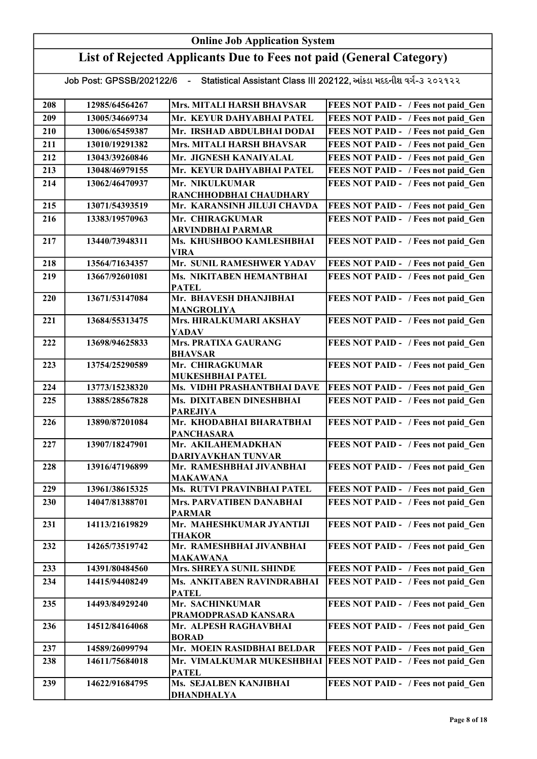# Online Job Application System

## List of Rejected Applicants Due to Fees not paid (General Category)

Job Post: GPSSB/202122/6 - Statistical Assistant Class III 202122, આંકડા મદદનીશ વર્ગ-૩ ૨૦૨૧૨૨

| | | | |
|---|---|---|---|
| 208 | 12985/64564267 | Mrs. MITALI HARSH BHAVSAR | FEES NOT PAID - / Fees not paid_Gen |
| 209 | 13005/34669734 | Mr. KEYUR DAHYABHAI PATEL | FEES NOT PAID - / Fees not paid_Gen |
| 210 | 13006/65459387 | Mr. IRSHAD ABDULBHAI DODAI | FEES NOT PAID - / Fees not paid_Gen |
| 211 | 13010/19291382 | Mrs. MITALI HARSH BHAVSAR | FEES NOT PAID - / Fees not paid_Gen |
| 212 | 13043/39260846 | Mr. JIGNESH KANAIYALAL | FEES NOT PAID - / Fees not paid_Gen |
| 213 | 13048/46979155 | Mr. KEYUR DAHYABHAI PATEL | FEES NOT PAID - / Fees not paid_Gen |
| 214 | 13062/46470937 | Mr. NIKULKUMAR RANCHHODBHAI CHAUDHARY | FEES NOT PAID - / Fees not paid_Gen |
| 215 | 13071/54393519 | Mr. KARANSINH JILUJI CHAVDA | FEES NOT PAID - / Fees not paid_Gen |
| 216 | 13383/19570963 | Mr. CHIRAGKUMAR ARVINDBHAI PARMAR | FEES NOT PAID - / Fees not paid_Gen |
| 217 | 13440/73948311 | Ms. KHUSHBOO KAMLESHBHAI VIRA | FEES NOT PAID - / Fees not paid_Gen |
| 218 | 13564/71634357 | Mr. SUNIL RAMESHWER YADAV | FEES NOT PAID - / Fees not paid_Gen |
| 219 | 13667/92601081 | Ms. NIKITABEN HEMANTBHAI PATEL | FEES NOT PAID - / Fees not paid_Gen |
| 220 | 13671/53147084 | Mr. BHAVESH DHANJIBHAI MANGROLIYA | FEES NOT PAID - / Fees not paid_Gen |
| 221 | 13684/55313475 | Mrs. HIRALKUMARI AKSHAY YADAV | FEES NOT PAID - / Fees not paid_Gen |
| 222 | 13698/94625833 | Mrs. PRATIXA GAURANG BHAVSAR | FEES NOT PAID - / Fees not paid_Gen |
| 223 | 13754/25290589 | Mr. CHIRAGKUMAR MUKESHBHAI PATEL | FEES NOT PAID - / Fees not paid_Gen |
| 224 | 13773/15238320 | Ms. VIDHI PRASHANTBHAI DAVE | FEES NOT PAID - / Fees not paid_Gen |
| 225 | 13885/28567828 | Ms. DIXITABEN DINESHBHAI PAREJIYA | FEES NOT PAID - / Fees not paid_Gen |
| 226 | 13890/87201084 | Mr. KHODABHAI BHARATBHAI PANCHASARA | FEES NOT PAID - / Fees not paid_Gen |
| 227 | 13907/18247901 | Mr. AKILAHEMADKHAN DARIYAVKHAN TUNVAR | FEES NOT PAID - / Fees not paid_Gen |
| 228 | 13916/47196899 | Mr. RAMESHBHAI JIVANBHAI MAKAWANA | FEES NOT PAID - / Fees not paid_Gen |
| 229 | 13961/38615325 | Ms. RUTVI PRAVINBHAI PATEL | FEES NOT PAID - / Fees not paid_Gen |
| 230 | 14047/81388701 | Mrs. PARVATIBEN DANABHAI PARMAR | FEES NOT PAID - / Fees not paid_Gen |
| 231 | 14113/21619829 | Mr. MAHESHKUMAR JYANTIJI THAKOR | FEES NOT PAID - / Fees not paid_Gen |
| 232 | 14265/73519742 | Mr. RAMESHBHAI JIVANBHAI MAKAWANA | FEES NOT PAID - / Fees not paid_Gen |
| 233 | 14391/80484560 | Mrs. SHREYA SUNIL SHINDE | FEES NOT PAID - / Fees not paid_Gen |
| 234 | 14415/94408249 | Ms. ANKITABEN RAVINDRABHAI PATEL | FEES NOT PAID - / Fees not paid_Gen |
| 235 | 14493/84929240 | Mr. SACHINKUMAR PRAMODPRASAD KANSARA | FEES NOT PAID - / Fees not paid_Gen |
| 236 | 14512/84164068 | Mr. ALPESH RAGHAVBHAI BORAD | FEES NOT PAID - / Fees not paid_Gen |
| 237 | 14589/26099794 | Mr. MOEIN RASIDBHAI BELDAR | FEES NOT PAID - / Fees not paid_Gen |
| 238 | 14611/75684018 | Mr. VIMALKUMAR MUKESHBHAI PATEL | FEES NOT PAID - / Fees not paid_Gen |
| 239 | 14622/91684795 | Ms. SEJALBEN KANJIBHAI DHANDHALYA | FEES NOT PAID - / Fees not paid_Gen |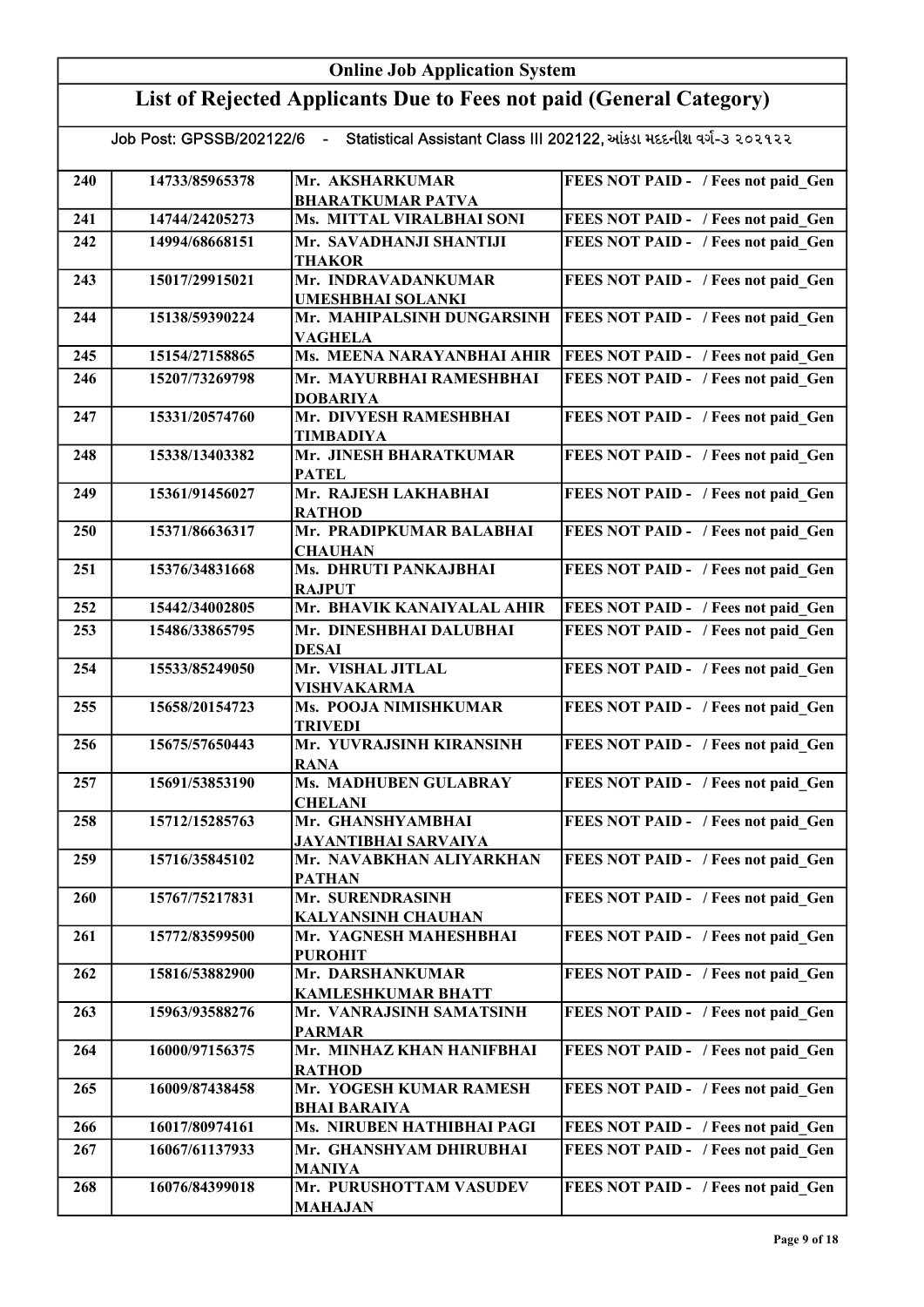## Online Job Application System

## List of Rejected Applicants Due to Fees not paid (General Category)

Job Post: GPSSB/202122/6 - Statistical Assistant Class III 202122, આંકડા મદદનીશ વર્ગ-૩ ૨૦૨૧૨૨

| | | | |
|---|---|---|---|
| 240 | 14733/85965378 | Mr. AKSHARKUMAR BHARATKUMAR PATVA | FEES NOT PAID - / Fees not paid_Gen |
| 241 | 14744/24205273 | Ms. MITTAL VIRALBHAI SONI | FEES NOT PAID - / Fees not paid_Gen |
| 242 | 14994/68668151 | Mr. SAVADHANJI SHANTIJI THAKOR | FEES NOT PAID - / Fees not paid_Gen |
| 243 | 15017/29915021 | Mr. INDRAVADANKUMAR UMESHBHAI SOLANKI | FEES NOT PAID - / Fees not paid_Gen |
| 244 | 15138/59390224 | Mr. MAHIPALSINH DUNGARSINH VAGHELA | FEES NOT PAID - / Fees not paid_Gen |
| 245 | 15154/27158865 | Ms. MEENA NARAYANBHAI AHIR | FEES NOT PAID - / Fees not paid_Gen |
| 246 | 15207/73269798 | Mr. MAYURBHAI RAMESHBHAI DOBARIYA | FEES NOT PAID - / Fees not paid_Gen |
| 247 | 15331/20574760 | Mr. DIVYESH RAMESHBHAI TIMBADIYA | FEES NOT PAID - / Fees not paid_Gen |
| 248 | 15338/13403382 | Mr. JINESH BHARATKUMAR PATEL | FEES NOT PAID - / Fees not paid_Gen |
| 249 | 15361/91456027 | Mr. RAJESH LAKHABHAI RATHOD | FEES NOT PAID - / Fees not paid_Gen |
| 250 | 15371/86636317 | Mr. PRADIPKUMAR BALABHAI CHAUHAN | FEES NOT PAID - / Fees not paid_Gen |
| 251 | 15376/34831668 | Ms. DHRUTI PANKAJBHAI RAJPUT | FEES NOT PAID - / Fees not paid_Gen |
| 252 | 15442/34002805 | Mr. BHAVIK KANAIYALAL AHIR | FEES NOT PAID - / Fees not paid_Gen |
| 253 | 15486/33865795 | Mr. DINESHBHAI DALUBHAI DESAI | FEES NOT PAID - / Fees not paid_Gen |
| 254 | 15533/85249050 | Mr. VISHAL JITLAL VISHVAKARMA | FEES NOT PAID - / Fees not paid_Gen |
| 255 | 15658/20154723 | Ms. POOJA NIMISHKUMAR TRIVEDI | FEES NOT PAID - / Fees not paid_Gen |
| 256 | 15675/57650443 | Mr. YUVRAJSINH KIRANSINH RANA | FEES NOT PAID - / Fees not paid_Gen |
| 257 | 15691/53853190 | Ms. MADHUBEN GULABRAY CHELANI | FEES NOT PAID - / Fees not paid_Gen |
| 258 | 15712/15285763 | Mr. GHANSHYAMBHAI JAYANTIBHAI SARVAIYA | FEES NOT PAID - / Fees not paid_Gen |
| 259 | 15716/35845102 | Mr. NAVABKHAN ALIYARKHAN PATHAN | FEES NOT PAID - / Fees not paid_Gen |
| 260 | 15767/75217831 | Mr. SURENDRASINH KALYANSINH CHAUHAN | FEES NOT PAID - / Fees not paid_Gen |
| 261 | 15772/83599500 | Mr. YAGNESH MAHESHBHAI PUROHIT | FEES NOT PAID - / Fees not paid_Gen |
| 262 | 15816/53882900 | Mr. DARSHANKUMAR KAMLESHKUMAR BHATT | FEES NOT PAID - / Fees not paid_Gen |
| 263 | 15963/93588276 | Mr. VANRAJSINH SAMATSINH PARMAR | FEES NOT PAID - / Fees not paid_Gen |
| 264 | 16000/97156375 | Mr. MINHAZ KHAN HANIFBHAI RATHOD | FEES NOT PAID - / Fees not paid_Gen |
| 265 | 16009/87438458 | Mr. YOGESH KUMAR RAMESH BHAI BARAIYA | FEES NOT PAID - / Fees not paid_Gen |
| 266 | 16017/80974161 | Ms. NIRUBEN HATHIBHAI PAGI | FEES NOT PAID - / Fees not paid_Gen |
| 267 | 16067/61137933 | Mr. GHANSHYAM DHIRUBHAI MANIYA | FEES NOT PAID - / Fees not paid_Gen |
| 268 | 16076/84399018 | Mr. PURUSHOTTAM VASUDEV MAHAJAN | FEES NOT PAID - / Fees not paid_Gen |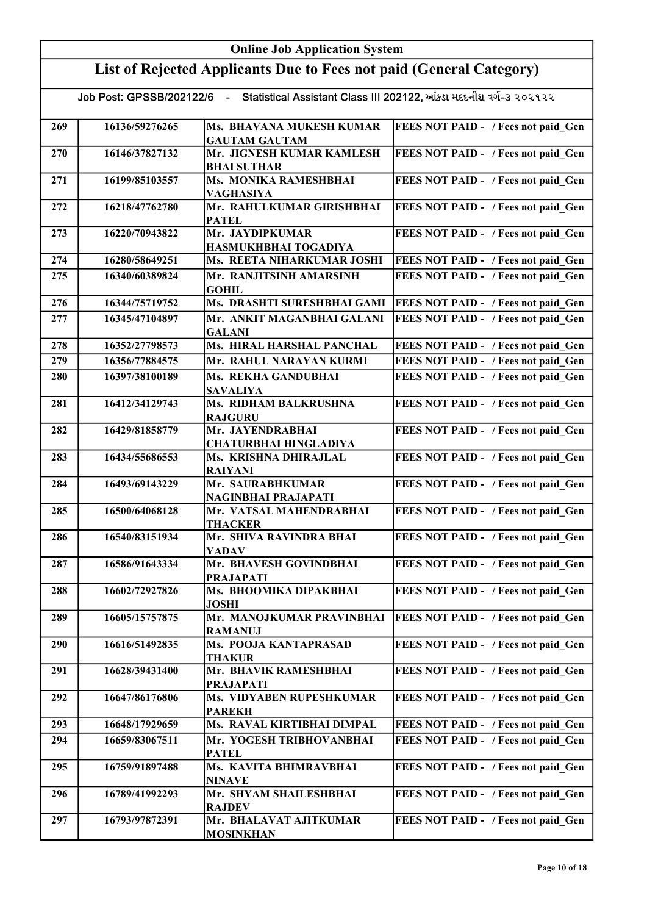# Online Job Application System

## List of Rejected Applicants Due to Fees not paid (General Category)

Job Post: GPSSB/202122/6 - Statistical Assistant Class III 202122, આંકડા મદદનીશ વર્ગ-૩ ૨૦૨૧૨૨

| | | | |
|---|---|---|---|
| 269 | 16136/59276265 | Ms. BHAVANA MUKESH KUMAR GAUTAM GAUTAM | FEES NOT PAID - / Fees not paid_Gen |
| 270 | 16146/37827132 | Mr. JIGNESH KUMAR KAMLESH BHAI SUTHAR | FEES NOT PAID - / Fees not paid_Gen |
| 271 | 16199/85103557 | Ms. MONIKA RAMESHBHAI VAGHASIYA | FEES NOT PAID - / Fees not paid_Gen |
| 272 | 16218/47762780 | Mr. RAHULKUMAR GIRISHBHAI PATEL | FEES NOT PAID - / Fees not paid_Gen |
| 273 | 16220/70943822 | Mr. JAYDIPKUMAR HASMUKHBHAI TOGADIYA | FEES NOT PAID - / Fees not paid_Gen |
| 274 | 16280/58649251 | Ms. REETA NIHARKUMAR JOSHI | FEES NOT PAID - / Fees not paid_Gen |
| 275 | 16340/60389824 | Mr. RANJITSINH AMARSINH GOHIL | FEES NOT PAID - / Fees not paid_Gen |
| 276 | 16344/75719752 | Ms. DRASHTI SURESHBHAI GAMI | FEES NOT PAID - / Fees not paid_Gen |
| 277 | 16345/47104897 | Mr. ANKIT MAGANBHAI GALANI GALANI | FEES NOT PAID - / Fees not paid_Gen |
| 278 | 16352/27798573 | Ms. HIRAL HARSHAL PANCHAL | FEES NOT PAID - / Fees not paid_Gen |
| 279 | 16356/77884575 | Mr. RAHUL NARAYAN KURMI | FEES NOT PAID - / Fees not paid_Gen |
| 280 | 16397/38100189 | Ms. REKHA GANDUBHAI SAVALIYA | FEES NOT PAID - / Fees not paid_Gen |
| 281 | 16412/34129743 | Ms. RIDHAM BALKRUSHNA RAJGURU | FEES NOT PAID - / Fees not paid_Gen |
| 282 | 16429/81858779 | Mr. JAYENDRABHAI CHATURBHAI HINGLADIYA | FEES NOT PAID - / Fees not paid_Gen |
| 283 | 16434/55686553 | Ms. KRISHNA DHIRAJLAL RAIYANI | FEES NOT PAID - / Fees not paid_Gen |
| 284 | 16493/69143229 | Mr. SAURABHKUMAR NAGINBHAI PRAJAPATI | FEES NOT PAID - / Fees not paid_Gen |
| 285 | 16500/64068128 | Mr. VATSAL MAHENDRABHAI THACKER | FEES NOT PAID - / Fees not paid_Gen |
| 286 | 16540/83151934 | Mr. SHIVA RAVINDRA BHAI YADAV | FEES NOT PAID - / Fees not paid_Gen |
| 287 | 16586/91643334 | Mr. BHAVESH GOVINDBHAI PRAJAPATI | FEES NOT PAID - / Fees not paid_Gen |
| 288 | 16602/72927826 | Ms. BHOOMIKA DIPAKBHAI JOSHI | FEES NOT PAID - / Fees not paid_Gen |
| 289 | 16605/15757875 | Mr. MANOJKUMAR PRAVINBHAI RAMANUJ | FEES NOT PAID - / Fees not paid_Gen |
| 290 | 16616/51492835 | Ms. POOJA KANTAPRASAD THAKUR | FEES NOT PAID - / Fees not paid_Gen |
| 291 | 16628/39431400 | Mr. BHAVIK RAMESHBHAI PRAJAPATI | FEES NOT PAID - / Fees not paid_Gen |
| 292 | 16647/86176806 | Ms. VIDYABEN RUPESHKUMAR PAREKH | FEES NOT PAID - / Fees not paid_Gen |
| 293 | 16648/17929659 | Ms. RAVAL KIRTIBHAI DIMPAL | FEES NOT PAID - / Fees not paid_Gen |
| 294 | 16659/83067511 | Mr. YOGESH TRIBHOVANBHAI PATEL | FEES NOT PAID - / Fees not paid_Gen |
| 295 | 16759/91897488 | Ms. KAVITA BHIMRAVBHAI NINAVE | FEES NOT PAID - / Fees not paid_Gen |
| 296 | 16789/41992293 | Mr. SHYAM SHAILESHBHAI RAJDEV | FEES NOT PAID - / Fees not paid_Gen |
| 297 | 16793/97872391 | Mr. BHALAVAT AJITKUMAR MOSINKHAN | FEES NOT PAID - / Fees not paid_Gen |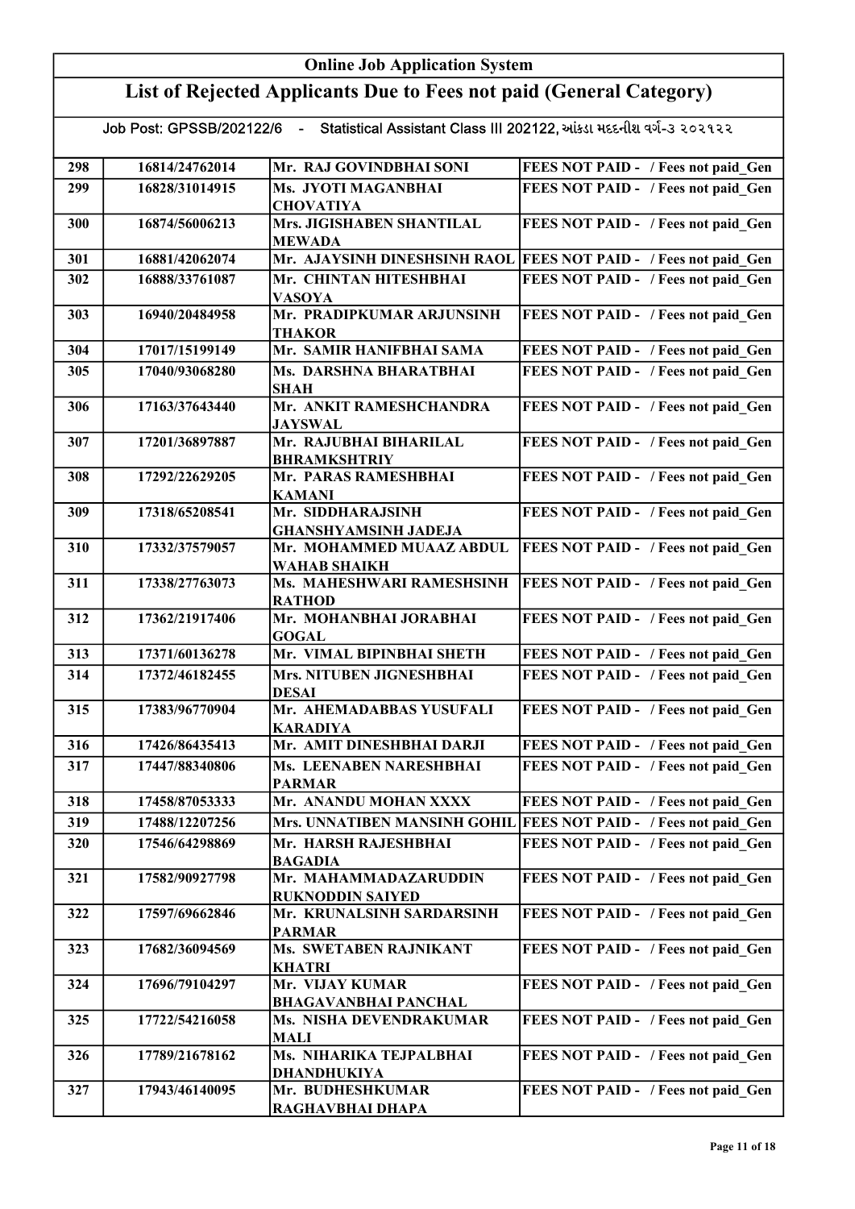# Online Job Application System

## List of Rejected Applicants Due to Fees not paid (General Category)

Job Post: GPSSB/202122/6 - Statistical Assistant Class III 202122, આંકડા મદદનીશ વર્ગ-૩ ૨૦૨૧૨૨

| | | | |
|---|---|---|---|
| 298 | 16814/24762014 | Mr. RAJ GOVINDBHAI SONI | FEES NOT PAID - / Fees not paid_Gen |
| 299 | 16828/31014915 | Ms. JYOTI MAGANBHAI CHOVATIYA | FEES NOT PAID - / Fees not paid_Gen |
| 300 | 16874/56006213 | Mrs. JIGISHABEN SHANTILAL MEWADA | FEES NOT PAID - / Fees not paid_Gen |
| 301 | 16881/42062074 | Mr. AJAYSINH DINESHSINH RAOL | FEES NOT PAID - / Fees not paid_Gen |
| 302 | 16888/33761087 | Mr. CHINTAN HITESHBHAI VASOYA | FEES NOT PAID - / Fees not paid_Gen |
| 303 | 16940/20484958 | Mr. PRADIPKUMAR ARJUNSINH THAKOR | FEES NOT PAID - / Fees not paid_Gen |
| 304 | 17017/15199149 | Mr. SAMIR HANIFBHAI SAMA | FEES NOT PAID - / Fees not paid_Gen |
| 305 | 17040/93068280 | Ms. DARSHNA BHARATBHAI SHAH | FEES NOT PAID - / Fees not paid_Gen |
| 306 | 17163/37643440 | Mr. ANKIT RAMESHCHANDRA JAYSWAL | FEES NOT PAID - / Fees not paid_Gen |
| 307 | 17201/36897887 | Mr. RAJUBHAI BIHARILAL BHRAMKSHTRIY | FEES NOT PAID - / Fees not paid_Gen |
| 308 | 17292/22629205 | Mr. PARAS RAMESHBHAI KAMANI | FEES NOT PAID - / Fees not paid_Gen |
| 309 | 17318/65208541 | Mr. SIDDHARAJSINH GHANSHYAMSINH JADEJA | FEES NOT PAID - / Fees not paid_Gen |
| 310 | 17332/37579057 | Mr. MOHAMMED MUAAZ ABDUL WAHAB SHAIKH | FEES NOT PAID - / Fees not paid_Gen |
| 311 | 17338/27763073 | Ms. MAHESHWARI RAMESHSINH RATHOD | FEES NOT PAID - / Fees not paid_Gen |
| 312 | 17362/21917406 | Mr. MOHANBHAI JORABHAI GOGAL | FEES NOT PAID - / Fees not paid_Gen |
| 313 | 17371/60136278 | Mr. VIMAL BIPINBHAI SHETH | FEES NOT PAID - / Fees not paid_Gen |
| 314 | 17372/46182455 | Mrs. NITUBEN JIGNESHBHAI DESAI | FEES NOT PAID - / Fees not paid_Gen |
| 315 | 17383/96770904 | Mr. AHEMADABBAS YUSUFALI KARADIYA | FEES NOT PAID - / Fees not paid_Gen |
| 316 | 17426/86435413 | Mr. AMIT DINESHBHAI DARJI | FEES NOT PAID - / Fees not paid_Gen |
| 317 | 17447/88340806 | Ms. LEENABEN NARESHBHAI PARMAR | FEES NOT PAID - / Fees not paid_Gen |
| 318 | 17458/87053333 | Mr. ANANDU MOHAN XXXX | FEES NOT PAID - / Fees not paid_Gen |
| 319 | 17488/12207256 | Mrs. UNNATIBEN MANSINH GOHIL | FEES NOT PAID - / Fees not paid_Gen |
| 320 | 17546/64298869 | Mr. HARSH RAJESHBHAI BAGADIA | FEES NOT PAID - / Fees not paid_Gen |
| 321 | 17582/90927798 | Mr. MAHAMMADAZARUDDIN RUKNODDIN SAIYED | FEES NOT PAID - / Fees not paid_Gen |
| 322 | 17597/69662846 | Mr. KRUNALSINH SARDARSINH PARMAR | FEES NOT PAID - / Fees not paid_Gen |
| 323 | 17682/36094569 | Ms. SWETABEN RAJNIKANT KHATRI | FEES NOT PAID - / Fees not paid_Gen |
| 324 | 17696/79104297 | Mr. VIJAY KUMAR BHAGAVANBHAI PANCHAL | FEES NOT PAID - / Fees not paid_Gen |
| 325 | 17722/54216058 | Ms. NISHA DEVENDRAKUMAR MALI | FEES NOT PAID - / Fees not paid_Gen |
| 326 | 17789/21678162 | Ms. NIHARIKA TEJPALBHAI DHANDHUKIYA | FEES NOT PAID - / Fees not paid_Gen |
| 327 | 17943/46140095 | Mr. BUDHESHKUMAR RAGHAVBHAI DHAPA | FEES NOT PAID - / Fees not paid_Gen |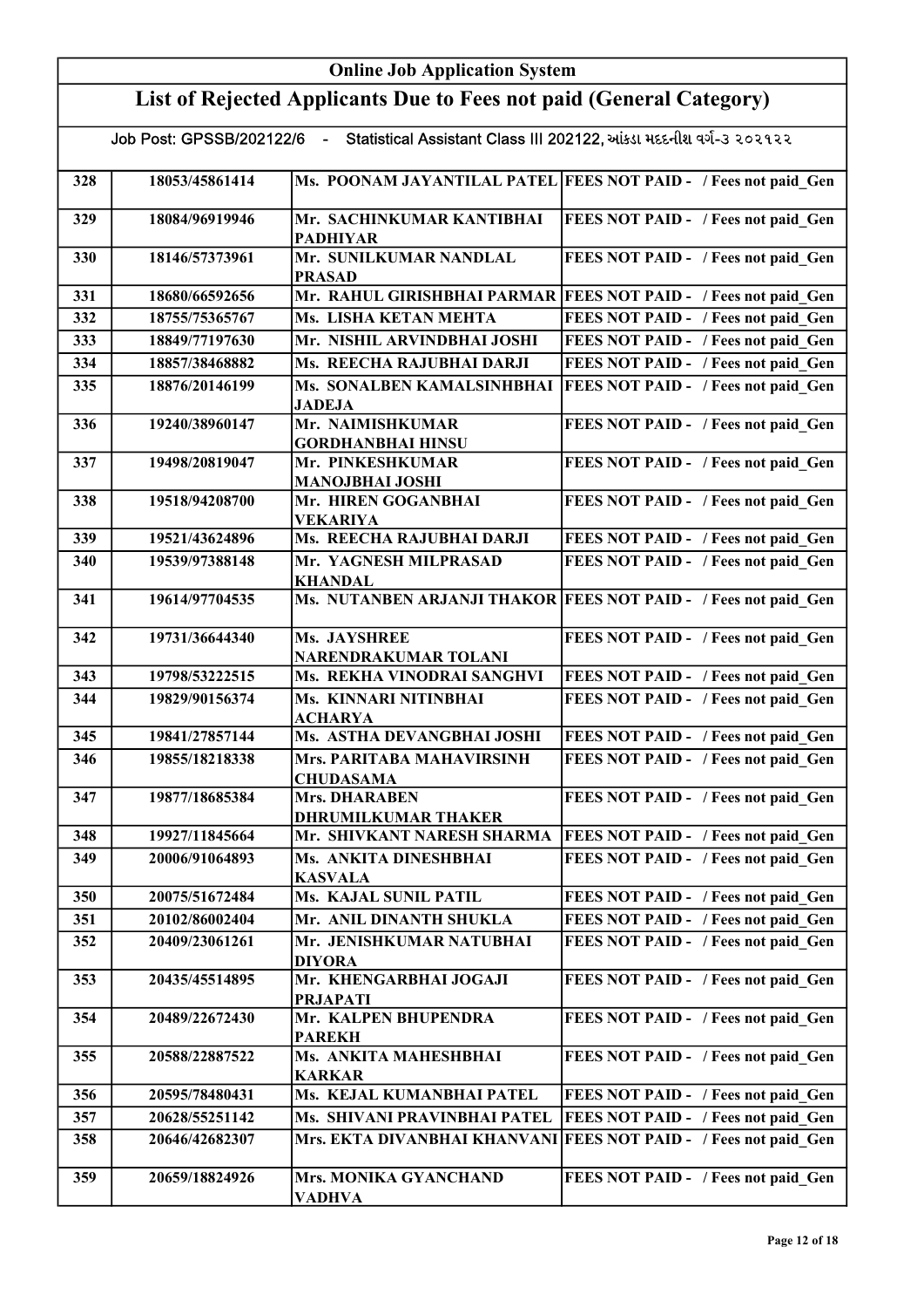# Online Job Application System

## List of Rejected Applicants Due to Fees not paid (General Category)

Job Post: GPSSB/202122/6 - Statistical Assistant Class III 202122, આંકડા મદદનીશ વર્ગ-૩ ૨૦૨૧૨૨

| | | | |
|---|---|---|---|
| 328 | 18053/45861414 | Ms. POONAM JAYANTILAL PATEL | FEES NOT PAID - / Fees not paid_Gen |
| 329 | 18084/96919946 | Mr. SACHINKUMAR KANTIBHAI PADHIYAR | FEES NOT PAID - / Fees not paid_Gen |
| 330 | 18146/57373961 | Mr. SUNILKUMAR NANDLAL PRASAD | FEES NOT PAID - / Fees not paid_Gen |
| 331 | 18680/66592656 | Mr. RAHUL GIRISHBHAI PARMAR | FEES NOT PAID - / Fees not paid_Gen |
| 332 | 18755/75365767 | Ms. LISHA KETAN MEHTA | FEES NOT PAID - / Fees not paid_Gen |
| 333 | 18849/77197630 | Mr. NISHIL ARVINDBHAI JOSHI | FEES NOT PAID - / Fees not paid_Gen |
| 334 | 18857/38468882 | Ms. REECHA RAJUBHAI DARJI | FEES NOT PAID - / Fees not paid_Gen |
| 335 | 18876/20146199 | Ms. SONALBEN KAMALSINHBHAI JADEJA | FEES NOT PAID - / Fees not paid_Gen |
| 336 | 19240/38960147 | Mr. NAIMISHKUMAR GORDHANBHAI HINSU | FEES NOT PAID - / Fees not paid_Gen |
| 337 | 19498/20819047 | Mr. PINKESHKUMAR MANOJBHAI JOSHI | FEES NOT PAID - / Fees not paid_Gen |
| 338 | 19518/94208700 | Mr. HIREN GOGANBHAI VEKARIYA | FEES NOT PAID - / Fees not paid_Gen |
| 339 | 19521/43624896 | Ms. REECHA RAJUBHAI DARJI | FEES NOT PAID - / Fees not paid_Gen |
| 340 | 19539/97388148 | Mr. YAGNESH MILPRASAD KHANDAL | FEES NOT PAID - / Fees not paid_Gen |
| 341 | 19614/97704535 | Ms. NUTANBEN ARJANJI THAKOR | FEES NOT PAID - / Fees not paid_Gen |
| 342 | 19731/36644340 | Ms. JAYSHREE NARENDRAKUMAR TOLANI | FEES NOT PAID - / Fees not paid_Gen |
| 343 | 19798/53222515 | Ms. REKHA VINODRAI SANGHVI | FEES NOT PAID - / Fees not paid_Gen |
| 344 | 19829/90156374 | Ms. KINNARI NITINBHAI ACHARYA | FEES NOT PAID - / Fees not paid_Gen |
| 345 | 19841/27857144 | Ms. ASTHA DEVANGBHAI JOSHI | FEES NOT PAID - / Fees not paid_Gen |
| 346 | 19855/18218338 | Mrs. PARITABA MAHAVIRSINH CHUDASAMA | FEES NOT PAID - / Fees not paid_Gen |
| 347 | 19877/18685384 | Mrs. DHARABEN DHRUMILKUMAR THAKER | FEES NOT PAID - / Fees not paid_Gen |
| 348 | 19927/11845664 | Mr. SHIVKANT NARESH SHARMA | FEES NOT PAID - / Fees not paid_Gen |
| 349 | 20006/91064893 | Ms. ANKITA DINESHBHAI KASVALA | FEES NOT PAID - / Fees not paid_Gen |
| 350 | 20075/51672484 | Ms. KAJAL SUNIL PATIL | FEES NOT PAID - / Fees not paid_Gen |
| 351 | 20102/86002404 | Mr. ANIL DINANTH SHUKLA | FEES NOT PAID - / Fees not paid_Gen |
| 352 | 20409/23061261 | Mr. JENISHKUMAR NATUBHAI DIYORA | FEES NOT PAID - / Fees not paid_Gen |
| 353 | 20435/45514895 | Mr. KHENGARBHAI JOGAJI PRJAPATI | FEES NOT PAID - / Fees not paid_Gen |
| 354 | 20489/22672430 | Mr. KALPEN BHUPENDRA PAREKH | FEES NOT PAID - / Fees not paid_Gen |
| 355 | 20588/22887522 | Ms. ANKITA MAHESHBHAI KARKAR | FEES NOT PAID - / Fees not paid_Gen |
| 356 | 20595/78480431 | Ms. KEJAL KUMANBHAI PATEL | FEES NOT PAID - / Fees not paid_Gen |
| 357 | 20628/55251142 | Ms. SHIVANI PRAVINBHAI PATEL | FEES NOT PAID - / Fees not paid_Gen |
| 358 | 20646/42682307 | Mrs. EKTA DIVANBHAI KHANVANI | FEES NOT PAID - / Fees not paid_Gen |
| 359 | 20659/18824926 | Mrs. MONIKA GYANCHAND VADHVA | FEES NOT PAID - / Fees not paid_Gen |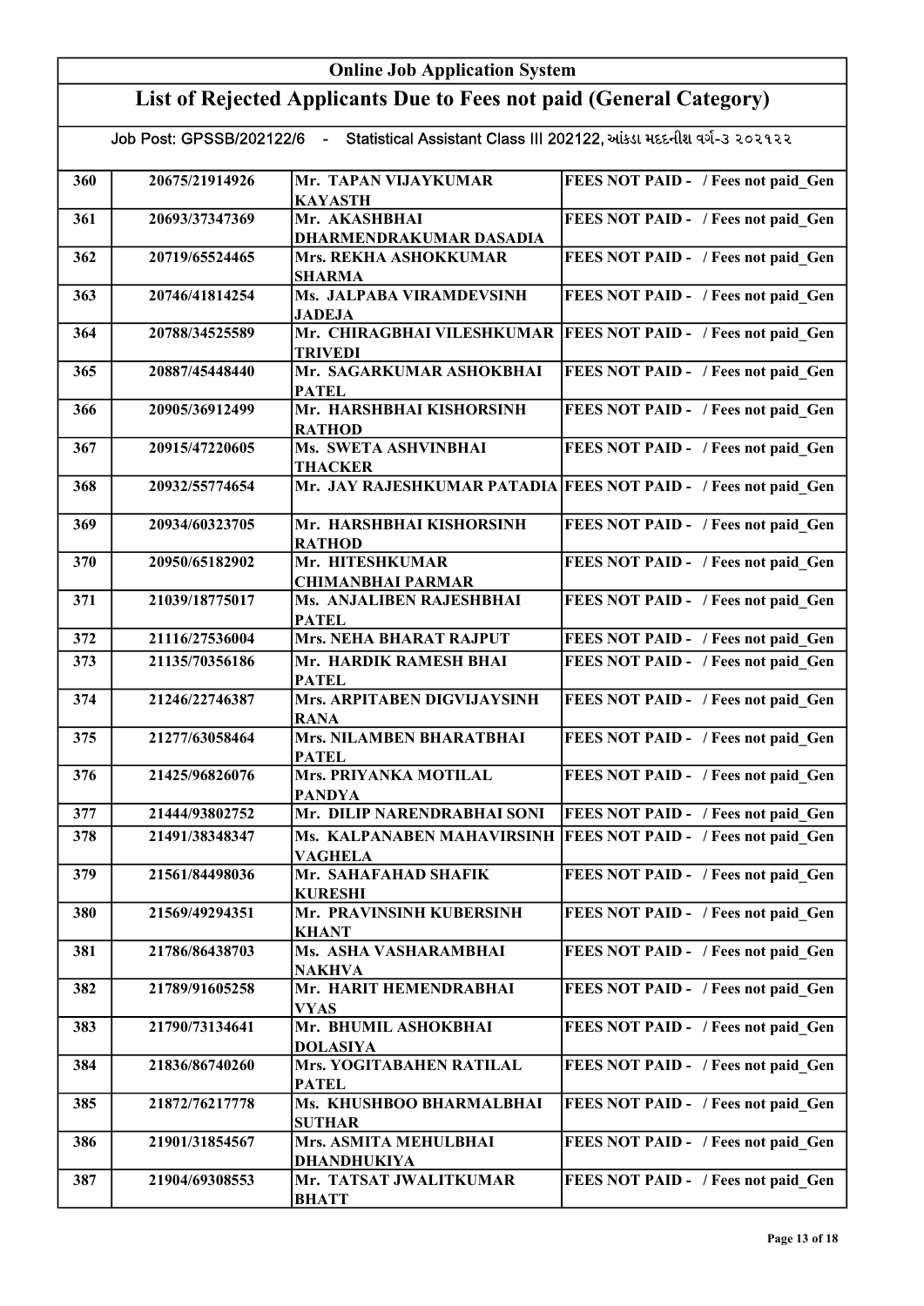# Online Job Application System

## List of Rejected Applicants Due to Fees not paid (General Category)

Job Post: GPSSB/202122/6 - Statistical Assistant Class III 202122, આંકડા મદદનીશ વર્ગ-૩ ૨૦૨૧૨૨

| | | | |
|---|---|---|---|
| 360 | 20675/21914926 | Mr. TAPAN VIJAYKUMAR KAYASTH | FEES NOT PAID - / Fees not paid_Gen |
| 361 | 20693/37347369 | Mr. AKASHBHAI DHARMENDRAKUMAR DASADIA | FEES NOT PAID - / Fees not paid_Gen |
| 362 | 20719/65524465 | Mrs. REKHA ASHOKKUMAR SHARMA | FEES NOT PAID - / Fees not paid_Gen |
| 363 | 20746/41814254 | Ms. JALPABA VIRAMDEVSINH JADEJA | FEES NOT PAID - / Fees not paid_Gen |
| 364 | 20788/34525589 | Mr. CHIRAGBHAI VILESHKUMAR TRIVEDI | FEES NOT PAID - / Fees not paid_Gen |
| 365 | 20887/45448440 | Mr. SAGARKUMAR ASHOKBHAI PATEL | FEES NOT PAID - / Fees not paid_Gen |
| 366 | 20905/36912499 | Mr. HARSHBHAI KISHORSINH RATHOD | FEES NOT PAID - / Fees not paid_Gen |
| 367 | 20915/47220605 | Ms. SWETA ASHVINBHAI THACKER | FEES NOT PAID - / Fees not paid_Gen |
| 368 | 20932/55774654 | Mr. JAY RAJESHKUMAR PATADIA | FEES NOT PAID - / Fees not paid_Gen |
| 369 | 20934/60323705 | Mr. HARSHBHAI KISHORSINH RATHOD | FEES NOT PAID - / Fees not paid_Gen |
| 370 | 20950/65182902 | Mr. HITESHKUMAR CHIMANBHAI PARMAR | FEES NOT PAID - / Fees not paid_Gen |
| 371 | 21039/18775017 | Ms. ANJALIBEN RAJESHBHAI PATEL | FEES NOT PAID - / Fees not paid_Gen |
| 372 | 21116/27536004 | Mrs. NEHA BHARAT RAJPUT | FEES NOT PAID - / Fees not paid_Gen |
| 373 | 21135/70356186 | Mr. HARDIK RAMESH BHAI PATEL | FEES NOT PAID - / Fees not paid_Gen |
| 374 | 21246/22746387 | Mrs. ARPITABEN DIGVIJAYSINH RANA | FEES NOT PAID - / Fees not paid_Gen |
| 375 | 21277/63058464 | Mrs. NILAMBEN BHARATBHAI PATEL | FEES NOT PAID - / Fees not paid_Gen |
| 376 | 21425/96826076 | Mrs. PRIYANKA MOTILAL PANDYA | FEES NOT PAID - / Fees not paid_Gen |
| 377 | 21444/93802752 | Mr. DILIP NARENDRABHAI SONI | FEES NOT PAID - / Fees not paid_Gen |
| 378 | 21491/38348347 | Ms. KALPANABEN MAHAVIRSINH VAGHELA | FEES NOT PAID - / Fees not paid_Gen |
| 379 | 21561/84498036 | Mr. SAHAFAHAD SHAFIK KURESHI | FEES NOT PAID - / Fees not paid_Gen |
| 380 | 21569/49294351 | Mr. PRAVINSINH KUBERSINH KHANT | FEES NOT PAID - / Fees not paid_Gen |
| 381 | 21786/86438703 | Ms. ASHA VASHARAMBHAI NAKHVA | FEES NOT PAID - / Fees not paid_Gen |
| 382 | 21789/91605258 | Mr. HARIT HEMENDRABHAI VYAS | FEES NOT PAID - / Fees not paid_Gen |
| 383 | 21790/73134641 | Mr. BHUMIL ASHOKBHAI DOLASIYA | FEES NOT PAID - / Fees not paid_Gen |
| 384 | 21836/86740260 | Mrs. YOGITABAHEN RATILAL PATEL | FEES NOT PAID - / Fees not paid_Gen |
| 385 | 21872/76217778 | Ms. KHUSHBOO BHARMALBHAI SUTHAR | FEES NOT PAID - / Fees not paid_Gen |
| 386 | 21901/31854567 | Mrs. ASMITA MEHULBHAI DHANDHUKIYA | FEES NOT PAID - / Fees not paid_Gen |
| 387 | 21904/69308553 | Mr. TATSAT JWALITKUMAR BHATT | FEES NOT PAID - / Fees not paid_Gen |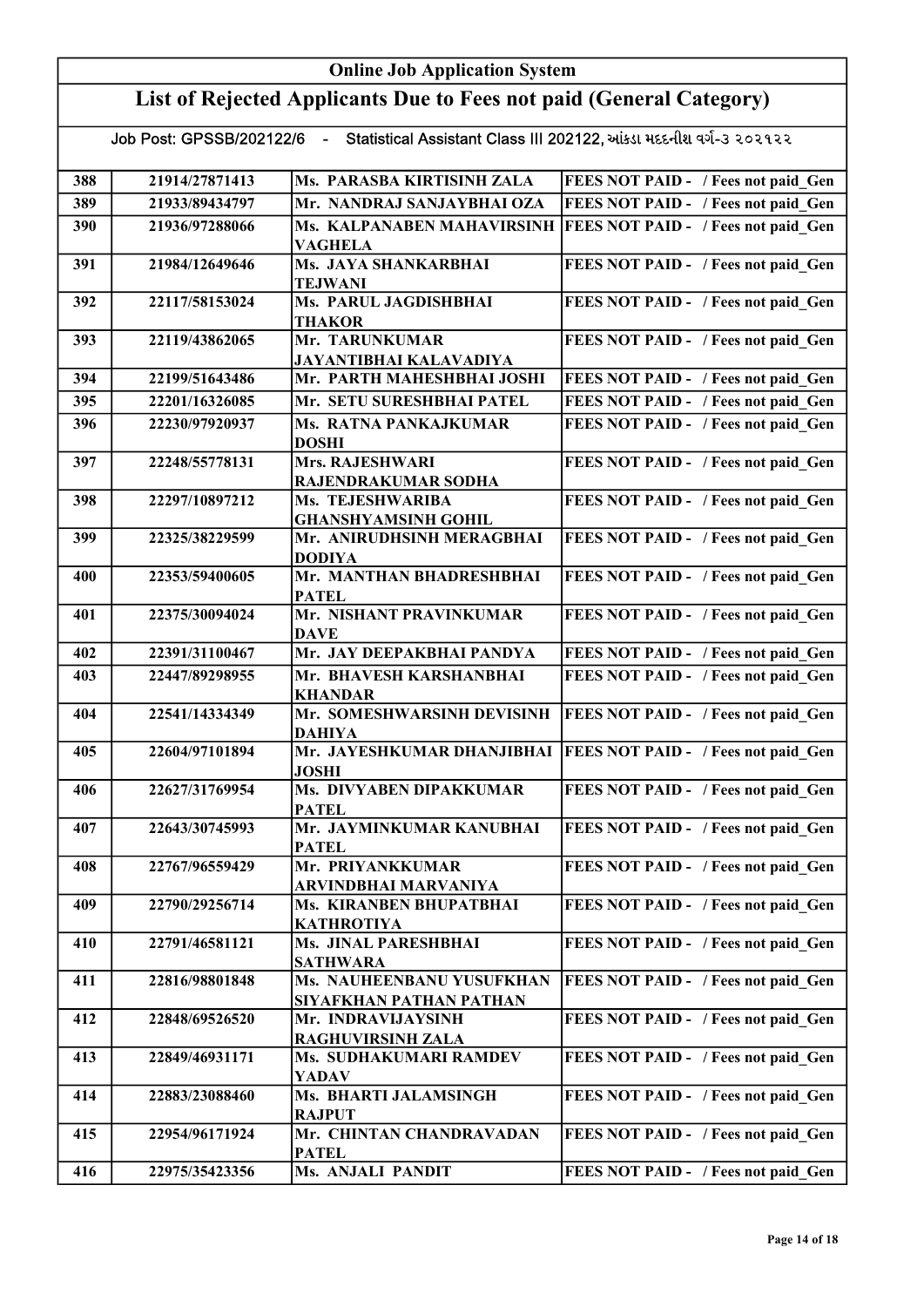# Online Job Application System

## List of Rejected Applicants Due to Fees not paid (General Category)

Job Post: GPSSB/202122/6 - Statistical Assistant Class III 202122, આંકડા મદદનીશ વર્ગ-૩ ૨૦૨૧૨૨

| | | | |
|---|---|---|---|
| 388 | 21914/27871413 | Ms. PARASBA KIRTISINH ZALA | FEES NOT PAID - / Fees not paid_Gen |
| 389 | 21933/89434797 | Mr. NANDRAJ SANJAYBHAI OZA | FEES NOT PAID - / Fees not paid_Gen |
| 390 | 21936/97288066 | Ms. KALPANABEN MAHAVIRSINH VAGHELA | FEES NOT PAID - / Fees not paid_Gen |
| 391 | 21984/12649646 | Ms. JAYA SHANKARBHAI TEJWANI | FEES NOT PAID - / Fees not paid_Gen |
| 392 | 22117/58153024 | Ms. PARUL JAGDISHBHAI THAKOR | FEES NOT PAID - / Fees not paid_Gen |
| 393 | 22119/43862065 | Mr. TARUNKUMAR JAYANTIBHAI KALAVADIYA | FEES NOT PAID - / Fees not paid_Gen |
| 394 | 22199/51643486 | Mr. PARTH MAHESHBHAI JOSHI | FEES NOT PAID - / Fees not paid_Gen |
| 395 | 22201/16326085 | Mr. SETU SURESHBHAI PATEL | FEES NOT PAID - / Fees not paid_Gen |
| 396 | 22230/97920937 | Ms. RATNA PANKAJKUMAR DOSHI | FEES NOT PAID - / Fees not paid_Gen |
| 397 | 22248/55778131 | Mrs. RAJESHWARI RAJENDRAKUMAR SODHA | FEES NOT PAID - / Fees not paid_Gen |
| 398 | 22297/10897212 | Ms. TEJESHWARIBA GHANSHYAMSINH GOHIL | FEES NOT PAID - / Fees not paid_Gen |
| 399 | 22325/38229599 | Mr. ANIRUDHSINH MERAGBHAI DODIYA | FEES NOT PAID - / Fees not paid_Gen |
| 400 | 22353/59400605 | Mr. MANTHAN BHADRESHBHAI PATEL | FEES NOT PAID - / Fees not paid_Gen |
| 401 | 22375/30094024 | Mr. NISHANT PRAVINKUMAR DAVE | FEES NOT PAID - / Fees not paid_Gen |
| 402 | 22391/31100467 | Mr. JAY DEEPAKBHAI PANDYA | FEES NOT PAID - / Fees not paid_Gen |
| 403 | 22447/89298955 | Mr. BHAVESH KARSHANBHAI KHANDAR | FEES NOT PAID - / Fees not paid_Gen |
| 404 | 22541/14334349 | Mr. SOMESHWARSINH DEVISINH DAHIYA | FEES NOT PAID - / Fees not paid_Gen |
| 405 | 22604/97101894 | Mr. JAYESHKUMAR DHANJIBHAI JOSHI | FEES NOT PAID - / Fees not paid_Gen |
| 406 | 22627/31769954 | Ms. DIVYABEN DIPAKKUMAR PATEL | FEES NOT PAID - / Fees not paid_Gen |
| 407 | 22643/30745993 | Mr. JAYMINKUMAR KANUBHAI PATEL | FEES NOT PAID - / Fees not paid_Gen |
| 408 | 22767/96559429 | Mr. PRIYANKKUMAR ARVINDBHAI MARVANIYA | FEES NOT PAID - / Fees not paid_Gen |
| 409 | 22790/29256714 | Ms. KIRANBEN BHUPATBHAI KATHROTIYA | FEES NOT PAID - / Fees not paid_Gen |
| 410 | 22791/46581121 | Ms. JINAL PARESHBHAI SATHWARA | FEES NOT PAID - / Fees not paid_Gen |
| 411 | 22816/98801848 | Ms. NAUHEENBANU YUSUFKHAN SIYAFKHAN PATHAN PATHAN | FEES NOT PAID - / Fees not paid_Gen |
| 412 | 22848/69526520 | Mr. INDRAVIJAYSINH RAGHUVIRSINH ZALA | FEES NOT PAID - / Fees not paid_Gen |
| 413 | 22849/46931171 | Ms. SUDHAKUMARI RAMDEV YADAV | FEES NOT PAID - / Fees not paid_Gen |
| 414 | 22883/23088460 | Ms. BHARTI JALAMSINGH RAJPUT | FEES NOT PAID - / Fees not paid_Gen |
| 415 | 22954/96171924 | Mr. CHINTAN CHANDRAVADAN PATEL | FEES NOT PAID - / Fees not paid_Gen |
| 416 | 22975/35423356 | Ms. ANJALI PANDIT | FEES NOT PAID - / Fees not paid_Gen |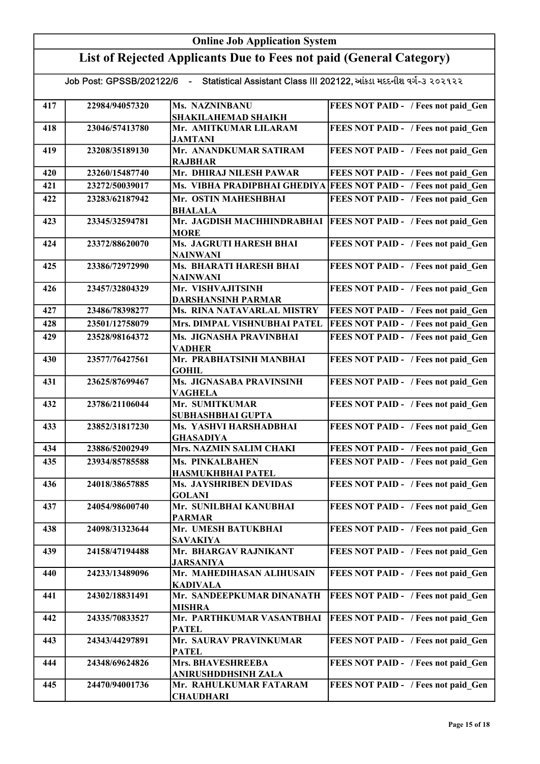# Online Job Application System

## List of Rejected Applicants Due to Fees not paid (General Category)

Job Post: GPSSB/202122/6 - Statistical Assistant Class III 202122, આંકડા મદદનીશ વર્ગ-૩ ૨૦૨૧૨૨

| | | | |
|---|---|---|---|
| 417 | 22984/94057320 | Ms. NAZNINBANU SHAKILAHEMAD SHAIKH | FEES NOT PAID - / Fees not paid_Gen |
| 418 | 23046/57413780 | Mr. AMITKUMAR LILARAM JAMTANI | FEES NOT PAID - / Fees not paid_Gen |
| 419 | 23208/35189130 | Mr. ANANDKUMAR SATIRAM RAJBHAR | FEES NOT PAID - / Fees not paid_Gen |
| 420 | 23260/15487740 | Mr. DHIRAJ NILESH PAWAR | FEES NOT PAID - / Fees not paid_Gen |
| 421 | 23272/50039017 | Ms. VIBHA PRADIPBHAI GHEDIYA | FEES NOT PAID - / Fees not paid_Gen |
| 422 | 23283/62187942 | Mr. OSTIN MAHESHBHAI BHALALA | FEES NOT PAID - / Fees not paid_Gen |
| 423 | 23345/32594781 | Mr. JAGDISH MACHHINDRABHAI MORE | FEES NOT PAID - / Fees not paid_Gen |
| 424 | 23372/88620070 | Ms. JAGRUTI HARESH BHAI NAINWANI | FEES NOT PAID - / Fees not paid_Gen |
| 425 | 23386/72972990 | Ms. BHARATI HARESH BHAI NAINWANI | FEES NOT PAID - / Fees not paid_Gen |
| 426 | 23457/32804329 | Mr. VISHVAJITSINH DARSHANSINH PARMAR | FEES NOT PAID - / Fees not paid_Gen |
| 427 | 23486/78398277 | Ms. RINA NATAVARLAL MISTRY | FEES NOT PAID - / Fees not paid_Gen |
| 428 | 23501/12758079 | Mrs. DIMPAL VISHNUBHAI PATEL | FEES NOT PAID - / Fees not paid_Gen |
| 429 | 23528/98164372 | Ms. JIGNASHA PRAVINBHAI VADHER | FEES NOT PAID - / Fees not paid_Gen |
| 430 | 23577/76427561 | Mr. PRABHATSINH MANBHAI GOHIL | FEES NOT PAID - / Fees not paid_Gen |
| 431 | 23625/87699467 | Ms. JIGNASABA PRAVINSINH VAGHELA | FEES NOT PAID - / Fees not paid_Gen |
| 432 | 23786/21106044 | Mr. SUMITKUMAR SUBHASHBHAI GUPTA | FEES NOT PAID - / Fees not paid_Gen |
| 433 | 23852/31817230 | Ms. YASHVI HARSHADBHAI GHASADIYA | FEES NOT PAID - / Fees not paid_Gen |
| 434 | 23886/52002949 | Mrs. NAZMIN SALIM CHAKI | FEES NOT PAID - / Fees not paid_Gen |
| 435 | 23934/85785588 | Ms. PINKALBAHEN HASMUKHBHAI PATEL | FEES NOT PAID - / Fees not paid_Gen |
| 436 | 24018/38657885 | Ms. JAYSHRIBEN DEVIDAS GOLANI | FEES NOT PAID - / Fees not paid_Gen |
| 437 | 24054/98600740 | Mr. SUNILBHAI KANUBHAI PARMAR | FEES NOT PAID - / Fees not paid_Gen |
| 438 | 24098/31323644 | Mr. UMESH BATUKBHAI SAVAKIYA | FEES NOT PAID - / Fees not paid_Gen |
| 439 | 24158/47194488 | Mr. BHARGAV RAJNIKANT JARSANIYA | FEES NOT PAID - / Fees not paid_Gen |
| 440 | 24233/13489096 | Mr. MAHEDIHASAN ALIHUSAIN KADIVALA | FEES NOT PAID - / Fees not paid_Gen |
| 441 | 24302/18831491 | Mr. SANDEEPKUMAR DINANATH MISHRA | FEES NOT PAID - / Fees not paid_Gen |
| 442 | 24335/70833527 | Mr. PARTHKUMAR VASANTBHAI PATEL | FEES NOT PAID - / Fees not paid_Gen |
| 443 | 24343/44297891 | Mr. SAURAV PRAVINKUMAR PATEL | FEES NOT PAID - / Fees not paid_Gen |
| 444 | 24348/69624826 | Mrs. BHAVESHREEBA ANIRUSHDDHSINH ZALA | FEES NOT PAID - / Fees not paid_Gen |
| 445 | 24470/94001736 | Mr. RAHULKUMAR FATARAM CHAUDHARI | FEES NOT PAID - / Fees not paid_Gen |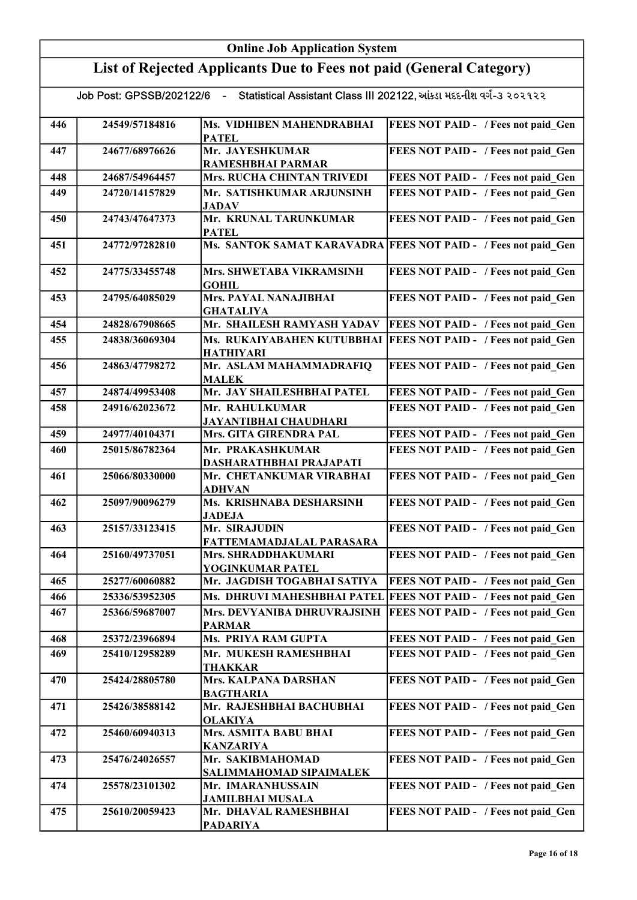# Online Job Application System

## List of Rejected Applicants Due to Fees not paid (General Category)

Job Post: GPSSB/202122/6 - Statistical Assistant Class III 202122, આંકડા મદદનીશ વર્ગ-૩ ૨૦૨૧૨૨

| | | | |
|---|---|---|---|
| 446 | 24549/57184816 | Ms. VIDHIBEN MAHENDRABHAI PATEL | FEES NOT PAID - / Fees not paid_Gen |
| 447 | 24677/68976626 | Mr. JAYESHKUMAR RAMESHBHAI PARMAR | FEES NOT PAID - / Fees not paid_Gen |
| 448 | 24687/54964457 | Mrs. RUCHA CHINTAN TRIVEDI | FEES NOT PAID - / Fees not paid_Gen |
| 449 | 24720/14157829 | Mr. SATISHKUMAR ARJUNSINH JADAV | FEES NOT PAID - / Fees not paid_Gen |
| 450 | 24743/47647373 | Mr. KRUNAL TARUNKUMAR PATEL | FEES NOT PAID - / Fees not paid_Gen |
| 451 | 24772/97282810 | Ms. SANTOK SAMAT KARAVADRA | FEES NOT PAID - / Fees not paid_Gen |
| 452 | 24775/33455748 | Mrs. SHWETABA VIKRAMSINH GOHIL | FEES NOT PAID - / Fees not paid_Gen |
| 453 | 24795/64085029 | Mrs. PAYAL NANAJIBHAI GHATALIYA | FEES NOT PAID - / Fees not paid_Gen |
| 454 | 24828/67908665 | Mr. SHAILESH RAMYASH YADAV | FEES NOT PAID - / Fees not paid_Gen |
| 455 | 24838/36069304 | Ms. RUKAIYABAHEN KUTUBBHAI HATHIYARI | FEES NOT PAID - / Fees not paid_Gen |
| 456 | 24863/47798272 | Mr. ASLAM MAHAMMADRAFIQ MALEK | FEES NOT PAID - / Fees not paid_Gen |
| 457 | 24874/49953408 | Mr. JAY SHAILESHBHAI PATEL | FEES NOT PAID - / Fees not paid_Gen |
| 458 | 24916/62023672 | Mr. RAHULKUMAR JAYANTIBHAI CHAUDHARI | FEES NOT PAID - / Fees not paid_Gen |
| 459 | 24977/40104371 | Mrs. GITA GIRENDRA PAL | FEES NOT PAID - / Fees not paid_Gen |
| 460 | 25015/86782364 | Mr. PRAKASHKUMAR DASHARATHBHAI PRAJAPATI | FEES NOT PAID - / Fees not paid_Gen |
| 461 | 25066/80330000 | Mr. CHETANKUMAR VIRABHAI ADHVAN | FEES NOT PAID - / Fees not paid_Gen |
| 462 | 25097/90096279 | Ms. KRISHNABA DESHARSINH JADEJA | FEES NOT PAID - / Fees not paid_Gen |
| 463 | 25157/33123415 | Mr. SIRAJUDIN FATTEMAMADJALAL PARASARA | FEES NOT PAID - / Fees not paid_Gen |
| 464 | 25160/49737051 | Mrs. SHRADDHAKUMARI YOGINKUMAR PATEL | FEES NOT PAID - / Fees not paid_Gen |
| 465 | 25277/60060882 | Mr. JAGDISH TOGABHAI SATIYA | FEES NOT PAID - / Fees not paid_Gen |
| 466 | 25336/53952305 | Ms. DHRUVI MAHESHBHAI PATEL | FEES NOT PAID - / Fees not paid_Gen |
| 467 | 25366/59687007 | Mrs. DEVYANIBA DHRUVRAJSINH PARMAR | FEES NOT PAID - / Fees not paid_Gen |
| 468 | 25372/23966894 | Ms. PRIYA RAM GUPTA | FEES NOT PAID - / Fees not paid_Gen |
| 469 | 25410/12958289 | Mr. MUKESH RAMESHBHAI THAKKAR | FEES NOT PAID - / Fees not paid_Gen |
| 470 | 25424/28805780 | Mrs. KALPANA DARSHAN BAGTHARIA | FEES NOT PAID - / Fees not paid_Gen |
| 471 | 25426/38588142 | Mr. RAJESHBHAI BACHUBHAI OLAKIYA | FEES NOT PAID - / Fees not paid_Gen |
| 472 | 25460/60940313 | Mrs. ASMITA BABU BHAI KANZARIYA | FEES NOT PAID - / Fees not paid_Gen |
| 473 | 25476/24026557 | Mr. SAKIBMAHOMAD SALIMMAHOMAD SIPAIMALEK | FEES NOT PAID - / Fees not paid_Gen |
| 474 | 25578/23101302 | Mr. IMARANHUSSAIN JAMILBHAI MUSALA | FEES NOT PAID - / Fees not paid_Gen |
| 475 | 25610/20059423 | Mr. DHAVAL RAMESHBHAI PADARIYA | FEES NOT PAID - / Fees not paid_Gen |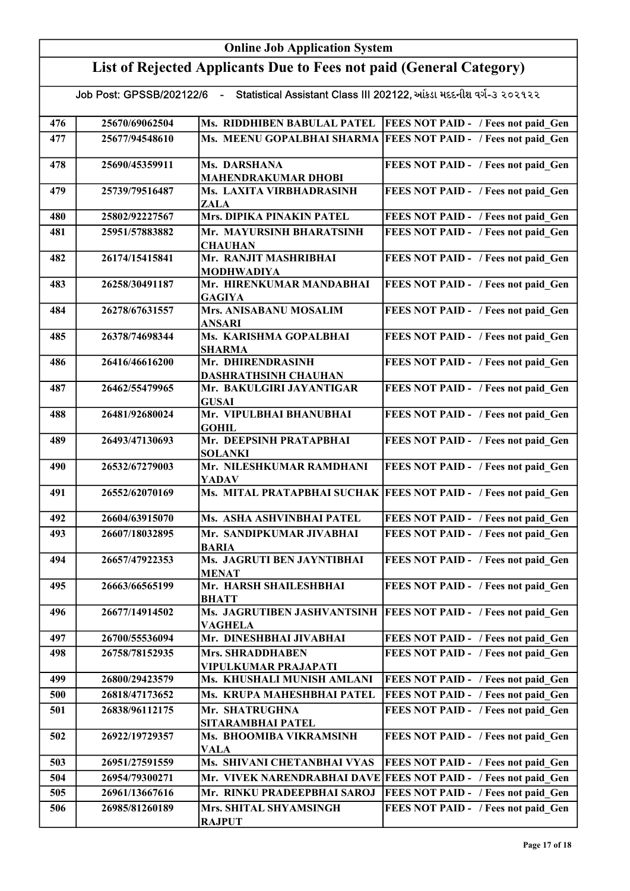# Online Job Application System

## List of Rejected Applicants Due to Fees not paid (General Category)

Job Post: GPSSB/202122/6 - Statistical Assistant Class III 202122, આંકડા મદદનીશ વર્ગ-૩ ૨૦૨૧૨૨

| | | | |
|---|---|---|---|
| 476 | 25670/69062504 | Ms. RIDDHIBEN BABULAL PATEL | FEES NOT PAID - / Fees not paid_Gen |
| 477 | 25677/94548610 | Ms. MEENU GOPALBHAI SHARMA | FEES NOT PAID - / Fees not paid_Gen |
| 478 | 25690/45359911 | Ms. DARSHANA MAHENDRAKUMAR DHOBI | FEES NOT PAID - / Fees not paid_Gen |
| 479 | 25739/79516487 | Ms. LAXITA VIRBHADRASINH ZALA | FEES NOT PAID - / Fees not paid_Gen |
| 480 | 25802/92227567 | Mrs. DIPIKA PINAKIN PATEL | FEES NOT PAID - / Fees not paid_Gen |
| 481 | 25951/57883882 | Mr. MAYURSINH BHARATSINH CHAUHAN | FEES NOT PAID - / Fees not paid_Gen |
| 482 | 26174/15415841 | Mr. RANJIT MASHRIBHAI MODHWADIYA | FEES NOT PAID - / Fees not paid_Gen |
| 483 | 26258/30491187 | Mr. HIRENKUMAR MANDABHAI GAGIYA | FEES NOT PAID - / Fees not paid_Gen |
| 484 | 26278/67631557 | Mrs. ANISABANU MOSALIM ANSARI | FEES NOT PAID - / Fees not paid_Gen |
| 485 | 26378/74698344 | Ms. KARISHMA GOPALBHAI SHARMA | FEES NOT PAID - / Fees not paid_Gen |
| 486 | 26416/46616200 | Mr. DHIRENDRASINH DASHRATHSINH CHAUHAN | FEES NOT PAID - / Fees not paid_Gen |
| 487 | 26462/55479965 | Mr. BAKULGIRI JAYANTIGAR GUSAI | FEES NOT PAID - / Fees not paid_Gen |
| 488 | 26481/92680024 | Mr. VIPULBHAI BHANUBHAI GOHIL | FEES NOT PAID - / Fees not paid_Gen |
| 489 | 26493/47130693 | Mr. DEEPSINH PRATAPBHAI SOLANKI | FEES NOT PAID - / Fees not paid_Gen |
| 490 | 26532/67279003 | Mr. NILESHKUMAR RAMDHANI YADAV | FEES NOT PAID - / Fees not paid_Gen |
| 491 | 26552/62070169 | Ms. MITAL PRATAPBHAI SUCHAK | FEES NOT PAID - / Fees not paid_Gen |
| 492 | 26604/63915070 | Ms. ASHA ASHVINBHAI PATEL | FEES NOT PAID - / Fees not paid_Gen |
| 493 | 26607/18032895 | Mr. SANDIPKUMAR JIVABHAI BARIA | FEES NOT PAID - / Fees not paid_Gen |
| 494 | 26657/47922353 | Ms. JAGRUTI BEN JAYNTIBHAI MENAT | FEES NOT PAID - / Fees not paid_Gen |
| 495 | 26663/66565199 | Mr. HARSH SHAILESHBHAI BHATT | FEES NOT PAID - / Fees not paid_Gen |
| 496 | 26677/14914502 | Ms. JAGRUTIBEN JASHVANTSINH VAGHELA | FEES NOT PAID - / Fees not paid_Gen |
| 497 | 26700/55536094 | Mr. DINESHBHAI JIVABHAI | FEES NOT PAID - / Fees not paid_Gen |
| 498 | 26758/78152935 | Mrs. SHRADDHABEN VIPULKUMAR PRAJAPATI | FEES NOT PAID - / Fees not paid_Gen |
| 499 | 26800/29423579 | Ms. KHUSHALI MUNISH AMLANI | FEES NOT PAID - / Fees not paid_Gen |
| 500 | 26818/47173652 | Ms. KRUPA MAHESHBHAI PATEL | FEES NOT PAID - / Fees not paid_Gen |
| 501 | 26838/96112175 | Mr. SHATRUGHNA SITARAMBHAI PATEL | FEES NOT PAID - / Fees not paid_Gen |
| 502 | 26922/19729357 | Ms. BHOOMIBA VIKRAMSINH VALA | FEES NOT PAID - / Fees not paid_Gen |
| 503 | 26951/27591559 | Ms. SHIVANI CHETANBHAI VYAS | FEES NOT PAID - / Fees not paid_Gen |
| 504 | 26954/79300271 | Mr. VIVEK NARENDRABHAI DAVE | FEES NOT PAID - / Fees not paid_Gen |
| 505 | 26961/13667616 | Mr. RINKU PRADEEPBHAI SAROJ | FEES NOT PAID - / Fees not paid_Gen |
| 506 | 26985/81260189 | Mrs. SHITAL SHYAMSINGH RAJPUT | FEES NOT PAID - / Fees not paid_Gen |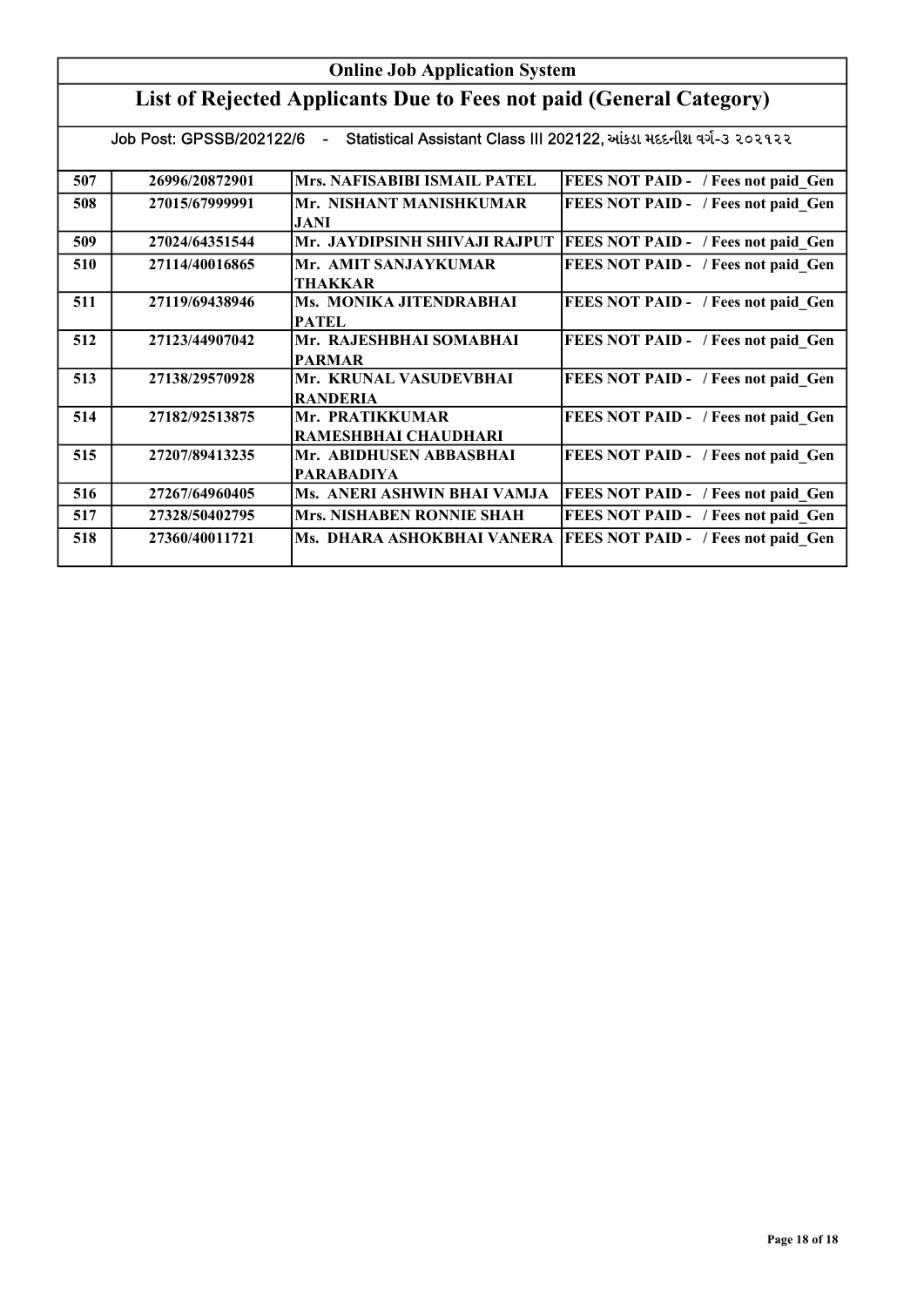# Online Job Application System

## List of Rejected Applicants Due to Fees not paid (General Category)

Job Post: GPSSB/202122/6 - Statistical Assistant Class III 202122, આંકડા મદદનીશ વર્ગ-૩ ૨૦૨૧૨૨

| | | | |
|---|---|---|---|
| 507 | 26996/20872901 | Mrs. NAFISABIBI ISMAIL PATEL | FEES NOT PAID - / Fees not paid_Gen |
| 508 | 27015/67999991 | Mr. NISHANT MANISHKUMAR JANI | FEES NOT PAID - / Fees not paid_Gen |
| 509 | 27024/64351544 | Mr. JAYDIPSINH SHIVAJI RAJPUT | FEES NOT PAID - / Fees not paid_Gen |
| 510 | 27114/40016865 | Mr. AMIT SANJAYKUMAR THAKKAR | FEES NOT PAID - / Fees not paid_Gen |
| 511 | 27119/69438946 | Ms. MONIKA JITENDRABHAI PATEL | FEES NOT PAID - / Fees not paid_Gen |
| 512 | 27123/44907042 | Mr. RAJESHBHAI SOMABHAI PARMAR | FEES NOT PAID - / Fees not paid_Gen |
| 513 | 27138/29570928 | Mr. KRUNAL VASUDEVBHAI RANDERIA | FEES NOT PAID - / Fees not paid_Gen |
| 514 | 27182/92513875 | Mr. PRATIKKUMAR RAMESHBHAI CHAUDHARI | FEES NOT PAID - / Fees not paid_Gen |
| 515 | 27207/89413235 | Mr. ABIDHUSEN ABBASBHAI PARABADIYA | FEES NOT PAID - / Fees not paid_Gen |
| 516 | 27267/64960405 | Ms. ANERI ASHWIN BHAI VAMJA | FEES NOT PAID - / Fees not paid_Gen |
| 517 | 27328/50402795 | Mrs. NISHABEN RONNIE SHAH | FEES NOT PAID - / Fees not paid_Gen |
| 518 | 27360/40011721 | Ms. DHARA ASHOKBHAI VANERA | FEES NOT PAID - / Fees not paid_Gen |